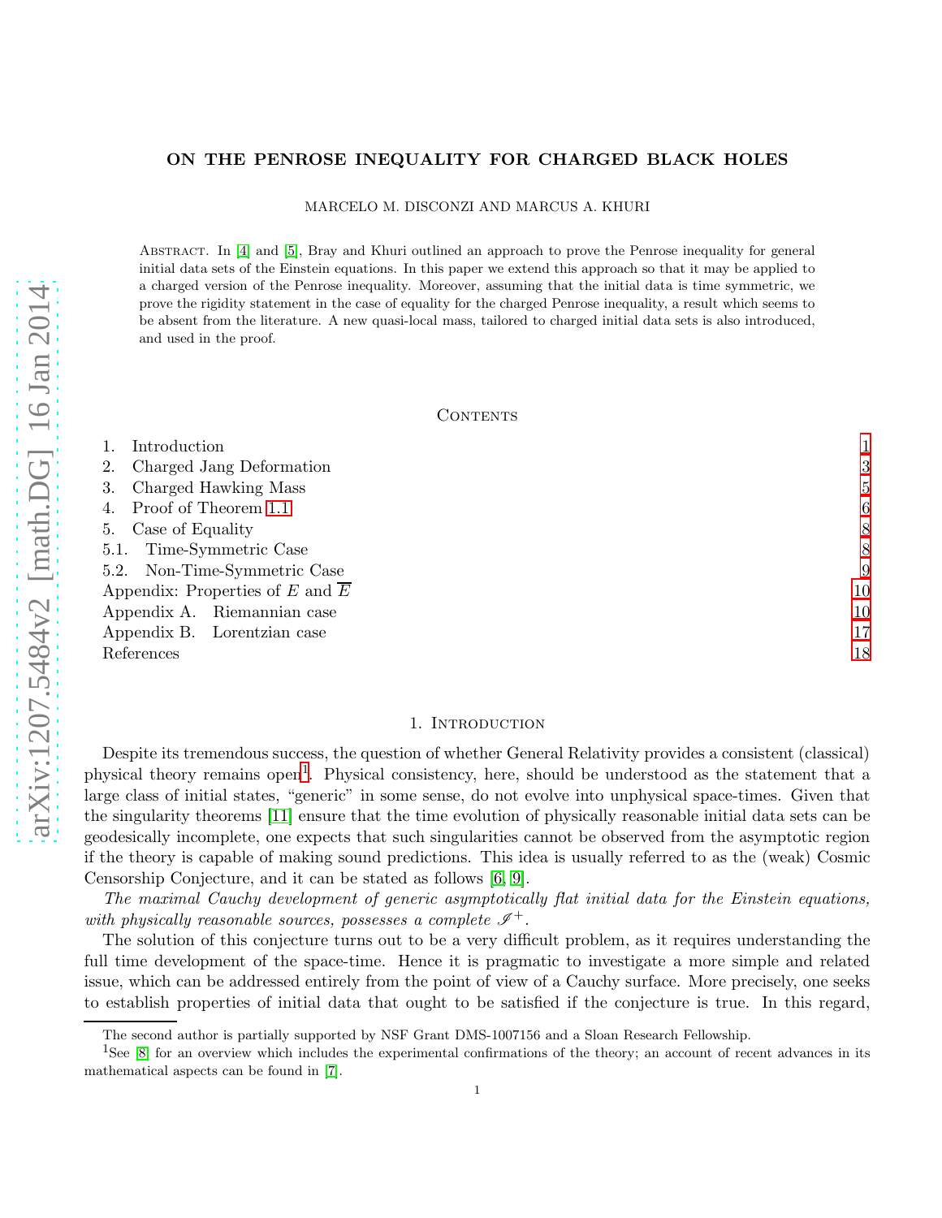# ON THE PENROSE INEQUALITY FOR CHARGED BLACK HOLES

MARCELO M. DISCONZI AND MARCUS A. KHURI

Abstract. In [4] and [5], Bray and Khuri outlined an approach to prove the Penrose inequality for general initial data sets of the Einstein equations. In this paper we extend this approach so that it may be applied to a charged version of the Penrose inequality. Moreover, assuming that the initial data is time symmetric, we prove the rigidity statement in the case of equality for the charged Penrose inequality, a result which seems to be absent from the literature. A new quasi-local mass, tailored to charged initial data sets is also introduced, and used in the proof.

## Contents

1. Introduction 1
2. Charged Jang Deformation 3
3. Charged Hawking Mass 5
4. Proof of Theorem 1.1 6
5. Case of Equality 8
5.1. Time-Symmetric Case 8
5.2. Non-Time-Symmetric Case 9
Appendix: Properties of $E$ and $\overline{E}$ 10
Appendix A. Riemannian case 10
Appendix B. Lorentzian case 17
References 18

## 1. Introduction

Despite its tremendous success, the question of whether General Relativity provides a consistent (classical) physical theory remains open[1]. Physical consistency, here, should be understood as the statement that a large class of initial states, "generic" in some sense, do not evolve into unphysical space-times. Given that the singularity theorems [11] ensure that the time evolution of physically reasonable initial data sets can be geodesically incomplete, one expects that such singularities cannot be observed from the asymptotic region if the theory is capable of making sound predictions. This idea is usually referred to as the (weak) Cosmic Censorship Conjecture, and it can be stated as follows [6, 9].

*The maximal Cauchy development of generic asymptotically flat initial data for the Einstein equations, with physically reasonable sources, possesses a complete $\mathscr{I}^+$.*

The solution of this conjecture turns out to be a very difficult problem, as it requires understanding the full time development of the space-time. Hence it is pragmatic to investigate a more simple and related issue, which can be addressed entirely from the point of view of a Cauchy surface. More precisely, one seeks to establish properties of initial data that ought to be satisfied if the conjecture is true. In this regard,

The second author is partially supported by NSF Grant DMS-1007156 and a Sloan Research Fellowship.

[1] See [8] for an overview which includes the experimental confirmations of the theory; an account of recent advances in its mathematical aspects can be found in [7].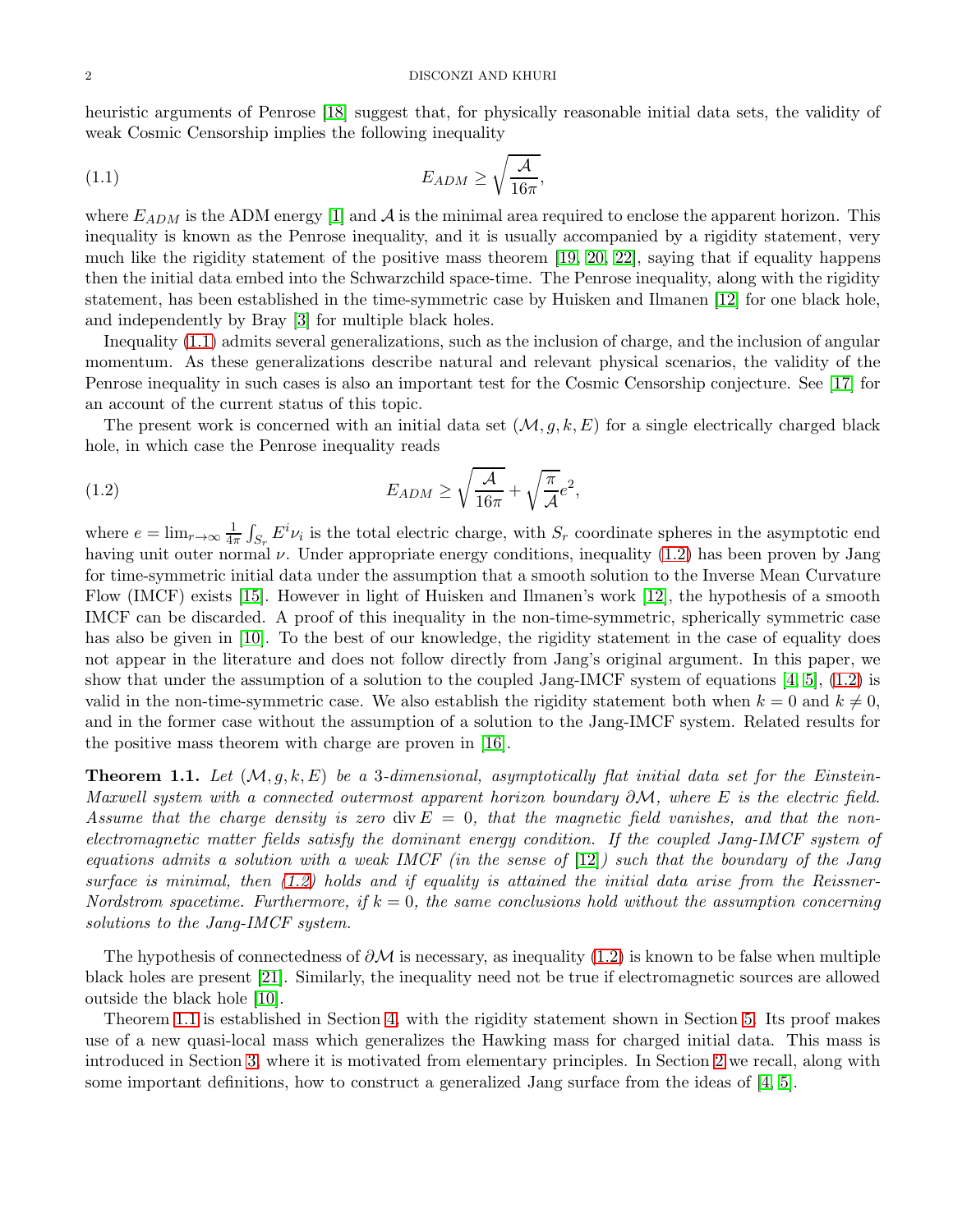heuristic arguments of Penrose [18] suggest that, for physically reasonable initial data sets, the validity of weak Cosmic Censorship implies the following inequality

$$E_{ADM} \geq \sqrt{\frac{\mathcal{A}}{16\pi}}, \tag{1.1}$$

where $E_{ADM}$ is the ADM energy [1] and $\mathcal{A}$ is the minimal area required to enclose the apparent horizon. This inequality is known as the Penrose inequality, and it is usually accompanied by a rigidity statement, very much like the rigidity statement of the positive mass theorem [19, 20, 22], saying that if equality happens then the initial data embed into the Schwarzschild space-time. The Penrose inequality, along with the rigidity statement, has been established in the time-symmetric case by Huisken and Ilmanen [12] for one black hole, and independently by Bray [3] for multiple black holes.

Inequality (1.1) admits several generalizations, such as the inclusion of charge, and the inclusion of angular momentum. As these generalizations describe natural and relevant physical scenarios, the validity of the Penrose inequality in such cases is also an important test for the Cosmic Censorship conjecture. See [17] for an account of the current status of this topic.

The present work is concerned with an initial data set $(\mathcal{M}, g, k, E)$ for a single electrically charged black hole, in which case the Penrose inequality reads

$$E_{ADM} \geq \sqrt{\frac{\mathcal{A}}{16\pi}} + \sqrt{\frac{\pi}{\mathcal{A}}}e^2, \tag{1.2}$$

where $e = \lim_{r\to\infty} \frac{1}{4\pi}\int_{S_r} E^i \nu_i$ is the total electric charge, with $S_r$ coordinate spheres in the asymptotic end having unit outer normal $\nu$. Under appropriate energy conditions, inequality (1.2) has been proven by Jang for time-symmetric initial data under the assumption that a smooth solution to the Inverse Mean Curvature Flow (IMCF) exists [15]. However in light of Huisken and Ilmanen's work [12], the hypothesis of a smooth IMCF can be discarded. A proof of this inequality in the non-time-symmetric, spherically symmetric case has also be given in [10]. To the best of our knowledge, the rigidity statement in the case of equality does not appear in the literature and does not follow directly from Jang's original argument. In this paper, we show that under the assumption of a solution to the coupled Jang-IMCF system of equations [4, 5], (1.2) is valid in the non-time-symmetric case. We also establish the rigidity statement both when $k = 0$ and $k \neq 0$, and in the former case without the assumption of a solution to the Jang-IMCF system. Related results for the positive mass theorem with charge are proven in [16].

**Theorem 1.1.** *Let $(\mathcal{M}, g, k, E)$ be a 3-dimensional, asymptotically flat initial data set for the Einstein-Maxwell system with a connected outermost apparent horizon boundary $\partial\mathcal{M}$, where $E$ is the electric field. Assume that the charge density is zero $\operatorname{div} E = 0$, that the magnetic field vanishes, and that the non-electromagnetic matter fields satisfy the dominant energy condition. If the coupled Jang-IMCF system of equations admits a solution with a weak IMCF (in the sense of [12]) such that the boundary of the Jang surface is minimal, then (1.2) holds and if equality is attained the initial data arise from the Reissner-Nordstrom spacetime. Furthermore, if $k = 0$, the same conclusions hold without the assumption concerning solutions to the Jang-IMCF system.*

The hypothesis of connectedness of $\partial\mathcal{M}$ is necessary, as inequality (1.2) is known to be false when multiple black holes are present [21]. Similarly, the inequality need not be true if electromagnetic sources are allowed outside the black hole [10].

Theorem 1.1 is established in Section 4, with the rigidity statement shown in Section 5. Its proof makes use of a new quasi-local mass which generalizes the Hawking mass for charged initial data. This mass is introduced in Section 3, where it is motivated from elementary principles. In Section 2 we recall, along with some important definitions, how to construct a generalized Jang surface from the ideas of [4, 5].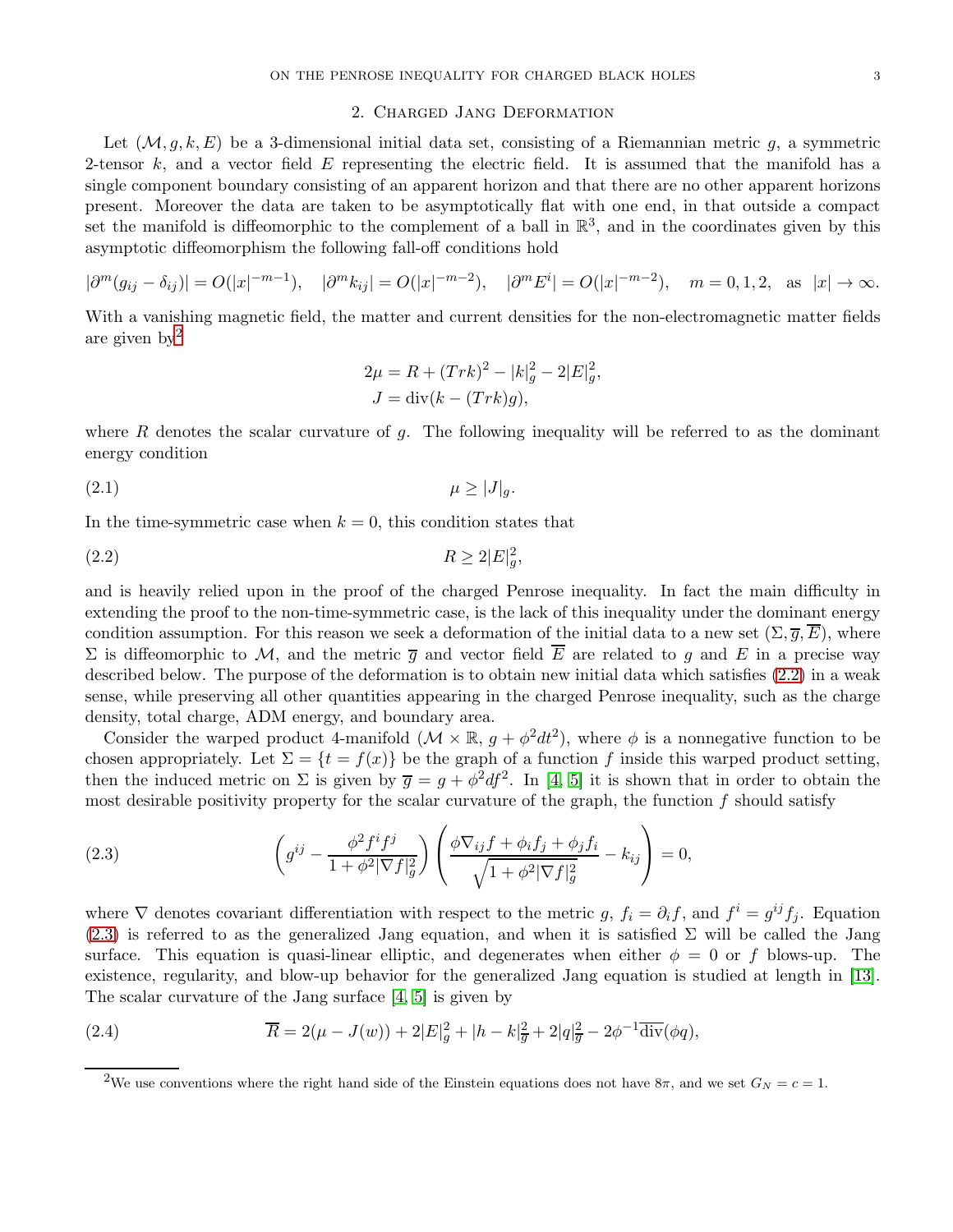## 2. Charged Jang Deformation

Let $(\mathcal{M}, g, k, E)$ be a 3-dimensional initial data set, consisting of a Riemannian metric $g$, a symmetric 2-tensor $k$, and a vector field $E$ representing the electric field. It is assumed that the manifold has a single component boundary consisting of an apparent horizon and that there are no other apparent horizons present. Moreover the data are taken to be asymptotically flat with one end, in that outside a compact set the manifold is diffeomorphic to the complement of a ball in $\mathbb{R}^3$, and in the coordinates given by this asymptotic diffeomorphism the following fall-off conditions hold

$$|\partial^m(g_{ij} - \delta_{ij})| = O(|x|^{-m-1}), \quad |\partial^m k_{ij}| = O(|x|^{-m-2}), \quad |\partial^m E^i| = O(|x|^{-m-2}), \quad m = 0, 1, 2, \text{ as } |x| \to \infty.$$

With a vanishing magnetic field, the matter and current densities for the non-electromagnetic matter fields are given by[2]

$$\begin{aligned} 2\mu &= R + (Trk)^2 - |k|_g^2 - 2|E|_g^2, \\ J &= \text{div}(k - (Trk)g), \end{aligned}$$

where $R$ denotes the scalar curvature of $g$. The following inequality will be referred to as the dominant energy condition

$$\mu \geq |J|_g. \tag{2.1}$$

In the time-symmetric case when $k = 0$, this condition states that

$$R \geq 2|E|_g^2, \tag{2.2}$$

and is heavily relied upon in the proof of the charged Penrose inequality. In fact the main difficulty in extending the proof to the non-time-symmetric case, is the lack of this inequality under the dominant energy condition assumption. For this reason we seek a deformation of the initial data to a new set $(\Sigma, \overline{g}, \overline{E})$, where $\Sigma$ is diffeomorphic to $\mathcal{M}$, and the metric $\overline{g}$ and vector field $\overline{E}$ are related to $g$ and $E$ in a precise way described below. The purpose of the deformation is to obtain new initial data which satisfies (2.2) in a weak sense, while preserving all other quantities appearing in the charged Penrose inequality, such as the charge density, total charge, ADM energy, and boundary area.

Consider the warped product 4-manifold $(\mathcal{M} \times \mathbb{R}, g + \phi^2 dt^2)$, where $\phi$ is a nonnegative function to be chosen appropriately. Let $\Sigma = \{t = f(x)\}$ be the graph of a function $f$ inside this warped product setting, then the induced metric on $\Sigma$ is given by $\overline{g} = g + \phi^2 df^2$. In [4, 5] it is shown that in order to obtain the most desirable positivity property for the scalar curvature of the graph, the function $f$ should satisfy

$$\left( g^{ij} - \frac{\phi^2 f^i f^j}{1 + \phi^2 |\nabla f|_g^2} \right) \left( \frac{\phi \nabla_{ij} f + \phi_i f_j + \phi_j f_i}{\sqrt{1 + \phi^2 |\nabla f|_g^2}} - k_{ij} \right) = 0, \tag{2.3}$$

where $\nabla$ denotes covariant differentiation with respect to the metric $g$, $f_i = \partial_i f$, and $f^i = g^{ij} f_j$. Equation (2.3) is referred to as the generalized Jang equation, and when it is satisfied $\Sigma$ will be called the Jang surface. This equation is quasi-linear elliptic, and degenerates when either $\phi = 0$ or $f$ blows-up. The existence, regularity, and blow-up behavior for the generalized Jang equation is studied at length in [13]. The scalar curvature of the Jang surface [4, 5] is given by

$$\overline{R} = 2(\mu - J(w)) + 2|E|_g^2 + |h - k|_{\overline{g}}^2 + 2|q|_{\overline{g}}^2 - 2\phi^{-1} \overline{\text{div}}(\phi q), \tag{2.4}$$

[2] We use conventions where the right hand side of the Einstein equations does not have $8\pi$, and we set $G_N = c = 1$.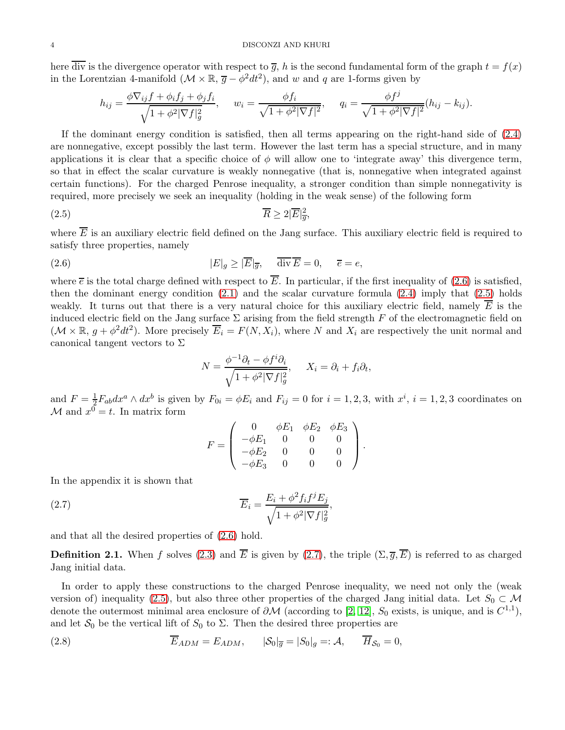here $\overline{\mathrm{div}}$ is the divergence operator with respect to $\overline{g}$, $h$ is the second fundamental form of the graph $t = f(x)$ in the Lorentzian 4-manifold $(\mathcal{M} \times \mathbb{R}, \overline{g} - \phi^2 dt^2)$, and $w$ and $q$ are 1-forms given by

$$h_{ij} = \frac{\phi \nabla_{ij} f + \phi_i f_j + \phi_j f_i}{\sqrt{1 + \phi^2 |\nabla f|_g^2}}, \quad w_i = \frac{\phi f_i}{\sqrt{1 + \phi^2 |\nabla f|^2}}, \quad q_i = \frac{\phi f^j}{\sqrt{1 + \phi^2 |\nabla f|^2}} (h_{ij} - k_{ij}).$$

If the dominant energy condition is satisfied, then all terms appearing on the right-hand side of (2.4) are nonnegative, except possibly the last term. However the last term has a special structure, and in many applications it is clear that a specific choice of $\phi$ will allow one to 'integrate away' this divergence term, so that in effect the scalar curvature is weakly nonnegative (that is, nonnegative when integrated against certain functions). For the charged Penrose inequality, a stronger condition than simple nonnegativity is required, more precisely we seek an inequality (holding in the weak sense) of the following form

$$\overline{R} \geq 2 |\overline{E}|_{\overline{g}}^2, \tag{2.5}$$

where $\overline{E}$ is an auxiliary electric field defined on the Jang surface. This auxiliary electric field is required to satisfy three properties, namely

$$|E|_g \geq |\overline{E}|_{\overline{g}}, \quad \overline{\mathrm{div}}\, \overline{E} = 0, \quad \overline{e} = e, \tag{2.6}$$

where $\overline{e}$ is the total charge defined with respect to $\overline{E}$. In particular, if the first inequality of (2.6) is satisfied, then the dominant energy condition (2.1) and the scalar curvature formula (2.4) imply that (2.5) holds weakly. It turns out that there is a very natural choice for this auxiliary electric field, namely $\overline{E}$ is the induced electric field on the Jang surface $\Sigma$ arising from the field strength $F$ of the electromagnetic field on $(\mathcal{M} \times \mathbb{R}, g + \phi^2 dt^2)$. More precisely $\overline{E}_i = F(N, X_i)$, where $N$ and $X_i$ are respectively the unit normal and canonical tangent vectors to $\Sigma$

$$N = \frac{\phi^{-1} \partial_t - \phi f^i \partial_i}{\sqrt{1 + \phi^2 |\nabla f|_g^2}}, \quad X_i = \partial_i + f_i \partial_t,$$

and $F = \frac{1}{2} F_{ab} dx^a \wedge dx^b$ is given by $F_{0i} = \phi E_i$ and $F_{ij} = 0$ for $i = 1, 2, 3$, with $x^i$, $i = 1, 2, 3$ coordinates on $\mathcal{M}$ and $x^0 = t$. In matrix form

$$F = \begin{pmatrix} 0 & \phi E_1 & \phi E_2 & \phi E_3 \\ -\phi E_1 & 0 & 0 & 0 \\ -\phi E_2 & 0 & 0 & 0 \\ -\phi E_3 & 0 & 0 & 0 \end{pmatrix}.$$

In the appendix it is shown that

$$\overline{E}_i = \frac{E_i + \phi^2 f_i f^j E_j}{\sqrt{1 + \phi^2 |\nabla f|_g^2}}, \tag{2.7}$$

and that all the desired properties of (2.6) hold.

**Definition 2.1.** When $f$ solves (2.3) and $\overline{E}$ is given by (2.7), the triple $(\Sigma, \overline{g}, \overline{E})$ is referred to as charged Jang initial data.

In order to apply these constructions to the charged Penrose inequality, we need not only the (weak version of) inequality (2.5), but also three other properties of the charged Jang initial data. Let $S_0 \subset \mathcal{M}$ denote the outermost minimal area enclosure of $\partial \mathcal{M}$ (according to [2, 12], $S_0$ exists, is unique, and is $C^{1,1}$), and let $\mathcal{S}_0$ be the vertical lift of $S_0$ to $\Sigma$. Then the desired three properties are

$$\overline{E}_{ADM} = E_{ADM}, \quad |\mathcal{S}_0|_{\overline{g}} = |S_0|_g =: \mathcal{A}, \quad \overline{H}_{\mathcal{S}_0} = 0, \tag{2.8}$$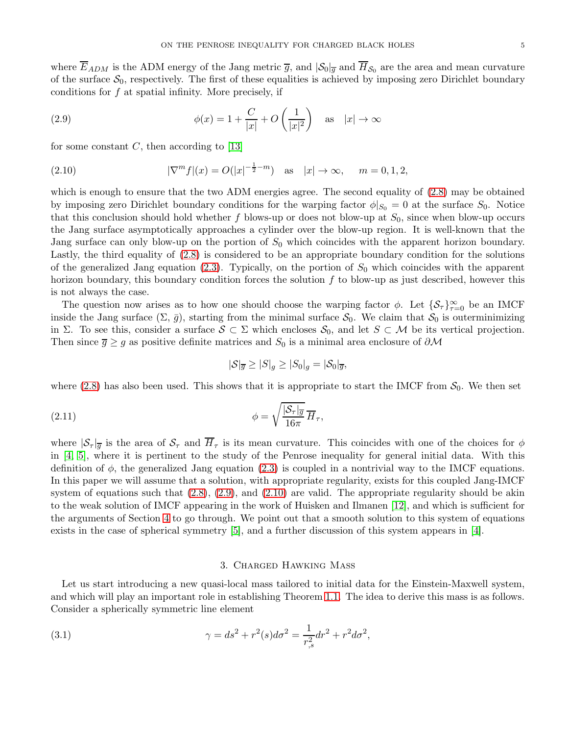where $\overline{E}_{ADM}$ is the ADM energy of the Jang metric $\overline{g}$, and $|\mathcal{S}_0|_{\overline{g}}$ and $\overline{H}_{\mathcal{S}_0}$ are the area and mean curvature of the surface $\mathcal{S}_0$, respectively. The first of these equalities is achieved by imposing zero Dirichlet boundary conditions for $f$ at spatial infinity. More precisely, if

$$\phi(x) = 1 + \frac{C}{|x|} + O\left(\frac{1}{|x|^2}\right) \quad \text{as} \quad |x| \to \infty \tag{2.9}$$

for some constant $C$, then according to [13]

$$|\nabla^m f|(x) = O(|x|^{-\frac{1}{2}-m}) \quad \text{as} \quad |x| \to \infty, \qquad m = 0, 1, 2, \tag{2.10}$$

which is enough to ensure that the two ADM energies agree. The second equality of (2.8) may be obtained by imposing zero Dirichlet boundary conditions for the warping factor $\phi|_{S_0} = 0$ at the surface $S_0$. Notice that this conclusion should hold whether $f$ blows-up or does not blow-up at $S_0$, since when blow-up occurs the Jang surface asymptotically approaches a cylinder over the blow-up region. It is well-known that the Jang surface can only blow-up on the portion of $S_0$ which coincides with the apparent horizon boundary. Lastly, the third equality of (2.8) is considered to be an appropriate boundary condition for the solutions of the generalized Jang equation (2.3). Typically, on the portion of $S_0$ which coincides with the apparent horizon boundary, this boundary condition forces the solution $f$ to blow-up as just described, however this is not always the case.

The question now arises as to how one should choose the warping factor $\phi$. Let $\{\mathcal{S}_\tau\}_{\tau=0}^{\infty}$ be an IMCF inside the Jang surface $(\Sigma, \bar{g})$, starting from the minimal surface $\mathcal{S}_0$. We claim that $\mathcal{S}_0$ is outerminimizing in $\Sigma$. To see this, consider a surface $\mathcal{S} \subset \Sigma$ which encloses $\mathcal{S}_0$, and let $S \subset \mathcal{M}$ be its vertical projection. Then since $\overline{g} \geq g$ as positive definite matrices and $S_0$ is a minimal area enclosure of $\partial\mathcal{M}$

$$|\mathcal{S}|_{\overline{g}} \geq |S|_g \geq |S_0|_g = |\mathcal{S}_0|_{\overline{g}},$$

where (2.8) has also been used. This shows that it is appropriate to start the IMCF from $\mathcal{S}_0$. We then set

$$\phi = \sqrt{\frac{|\mathcal{S}_\tau|_{\overline{g}}}{16\pi}}\,\overline{H}_\tau, \tag{2.11}$$

where $|\mathcal{S}_\tau|_{\overline{g}}$ is the area of $\mathcal{S}_\tau$ and $\overline{H}_\tau$ is its mean curvature. This coincides with one of the choices for $\phi$ in [4, 5], where it is pertinent to the study of the Penrose inequality for general initial data. With this definition of $\phi$, the generalized Jang equation (2.3) is coupled in a nontrivial way to the IMCF equations. In this paper we will assume that a solution, with appropriate regularity, exists for this coupled Jang-IMCF system of equations such that (2.8), (2.9), and (2.10) are valid. The appropriate regularity should be akin to the weak solution of IMCF appearing in the work of Huisken and Ilmanen [12], and which is sufficient for the arguments of Section 4 to go through. We point out that a smooth solution to this system of equations exists in the case of spherical symmetry [5], and a further discussion of this system appears in [4].

## 3. Charged Hawking Mass

Let us start introducing a new quasi-local mass tailored to initial data for the Einstein-Maxwell system, and which will play an important role in establishing Theorem 1.1. The idea to derive this mass is as follows. Consider a spherically symmetric line element

$$\gamma = ds^2 + r^2(s)d\sigma^2 = \frac{1}{r_{,s}^2}dr^2 + r^2 d\sigma^2, \tag{3.1}$$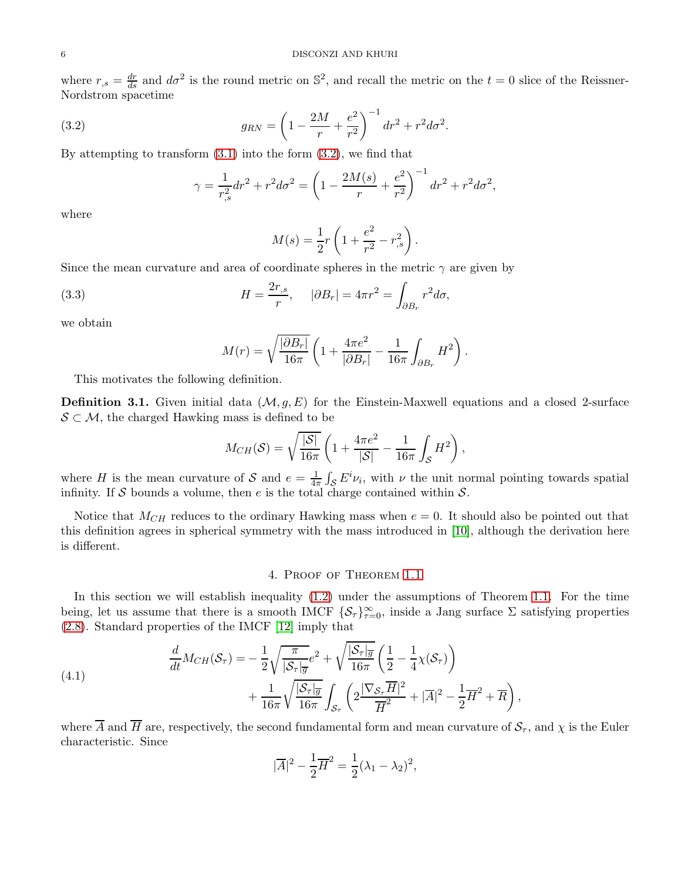where $r_{,s} = \frac{dr}{ds}$ and $d\sigma^2$ is the round metric on $\mathbb{S}^2$, and recall the metric on the $t = 0$ slice of the Reissner-Nordstrom spacetime

$$g_{RN} = \left(1 - \frac{2M}{r} + \frac{e^2}{r^2}\right)^{-1} dr^2 + r^2 d\sigma^2. \tag{3.2}$$

By attempting to transform (3.1) into the form (3.2), we find that

$$\gamma = \frac{1}{r_{,s}^2} dr^2 + r^2 d\sigma^2 = \left(1 - \frac{2M(s)}{r} + \frac{e^2}{r^2}\right)^{-1} dr^2 + r^2 d\sigma^2,$$

where

$$M(s) = \frac{1}{2} r \left(1 + \frac{e^2}{r^2} - r_{,s}^2\right).$$

Since the mean curvature and area of coordinate spheres in the metric $\gamma$ are given by

$$H = \frac{2r_{,s}}{r}, \quad |\partial B_r| = 4\pi r^2 = \int_{\partial B_r} r^2 d\sigma, \tag{3.3}$$

we obtain

$$M(r) = \sqrt{\frac{|\partial B_r|}{16\pi}} \left(1 + \frac{4\pi e^2}{|\partial B_r|} - \frac{1}{16\pi} \int_{\partial B_r} H^2\right).$$

This motivates the following definition.

**Definition 3.1.** Given initial data $(\mathcal{M}, g, E)$ for the Einstein-Maxwell equations and a closed 2-surface $\mathcal{S} \subset \mathcal{M}$, the charged Hawking mass is defined to be

$$M_{CH}(\mathcal{S}) = \sqrt{\frac{|\mathcal{S}|}{16\pi}} \left(1 + \frac{4\pi e^2}{|\mathcal{S}|} - \frac{1}{16\pi} \int_{\mathcal{S}} H^2\right),$$

where $H$ is the mean curvature of $\mathcal{S}$ and $e = \frac{1}{4\pi} \int_{\mathcal{S}} E^i \nu_i$, with $\nu$ the unit normal pointing towards spatial infinity. If $\mathcal{S}$ bounds a volume, then $e$ is the total charge contained within $\mathcal{S}$.

Notice that $M_{CH}$ reduces to the ordinary Hawking mass when $e = 0$. It should also be pointed out that this definition agrees in spherical symmetry with the mass introduced in [10], although the derivation here is different.

## 4. Proof of Theorem 1.1

In this section we will establish inequality (1.2) under the assumptions of Theorem 1.1. For the time being, let us assume that there is a smooth IMCF $\{\mathcal{S}_\tau\}_{\tau=0}^{\infty}$, inside a Jang surface $\Sigma$ satisfying properties (2.8). Standard properties of the IMCF [12] imply that

$$\begin{aligned}
\frac{d}{dt} M_{CH}(\mathcal{S}_\tau) = & -\frac{1}{2} \sqrt{\frac{\pi}{|\mathcal{S}_\tau|_{\overline{g}}}} e^2 + \sqrt{\frac{|\mathcal{S}_\tau|_{\overline{g}}}{16\pi}} \left(\frac{1}{2} - \frac{1}{4}\chi(\mathcal{S}_\tau)\right) \\
& + \frac{1}{16\pi} \sqrt{\frac{|\mathcal{S}_\tau|_{\overline{g}}}{16\pi}} \int_{\mathcal{S}_\tau} \left(2\frac{|\nabla_{\mathcal{S}_\tau} \overline{H}|^2}{\overline{H}^2} + |\overline{A}|^2 - \frac{1}{2}\overline{H}^2 + \overline{R}\right),
\end{aligned} \tag{4.1}$$

where $\overline{A}$ and $\overline{H}$ are, respectively, the second fundamental form and mean curvature of $\mathcal{S}_\tau$, and $\chi$ is the Euler characteristic. Since

$$|\overline{A}|^2 - \frac{1}{2}\overline{H}^2 = \frac{1}{2}(\lambda_1 - \lambda_2)^2,$$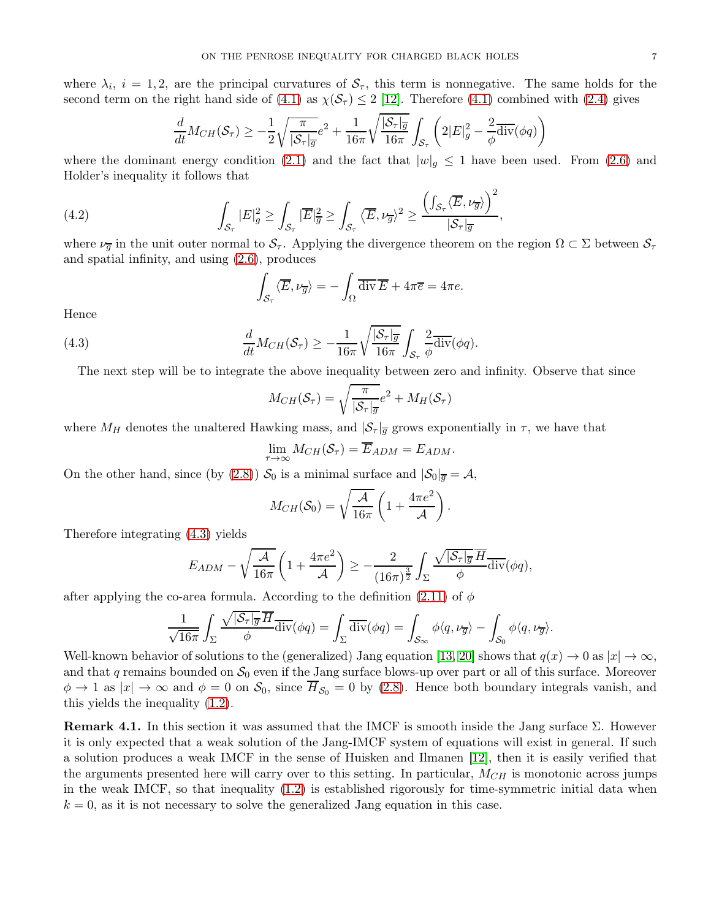where $\lambda_i$, $i = 1, 2$, are the principal curvatures of $\mathcal{S}_\tau$, this term is nonnegative. The same holds for the second term on the right hand side of (4.1) as $\chi(\mathcal{S}_\tau) \leq 2$ [12]. Therefore (4.1) combined with (2.4) gives

$$\frac{d}{dt}M_{CH}(\mathcal{S}_\tau) \geq -\frac{1}{2}\sqrt{\frac{\pi}{|\mathcal{S}_\tau|_{\overline{g}}}}e^2 + \frac{1}{16\pi}\sqrt{\frac{|\mathcal{S}_\tau|_{\overline{g}}}{16\pi}}\int_{\mathcal{S}_\tau}\left(2|E|_g^2 - \frac{2}{\phi}\overline{\mathrm{div}}(\phi q)\right)$$

where the dominant energy condition (2.1) and the fact that $|w|_g \leq 1$ have been used. From (2.6) and Holder's inequality it follows that

$$\int_{\mathcal{S}_\tau}|E|_g^2 \geq \int_{\mathcal{S}_\tau}|\overline{E}|_{\overline{g}}^2 \geq \int_{\mathcal{S}_\tau}\langle\overline{E},\nu_{\overline{g}}\rangle^2 \geq \frac{\left(\int_{\mathcal{S}_\tau}\langle\overline{E},\nu_{\overline{g}}\rangle\right)^2}{|\mathcal{S}_\tau|_{\overline{g}}}, \tag{4.2}$$

where $\nu_{\overline{g}}$ in the unit outer normal to $\mathcal{S}_\tau$. Applying the divergence theorem on the region $\Omega \subset \Sigma$ between $\mathcal{S}_\tau$ and spatial infinity, and using (2.6), produces

$$\int_{\mathcal{S}_\tau}\langle\overline{E},\nu_{\overline{g}}\rangle = -\int_\Omega \overline{\mathrm{div}}\,\overline{E} + 4\pi\overline{e} = 4\pi e.$$

Hence

$$\frac{d}{dt}M_{CH}(\mathcal{S}_\tau) \geq -\frac{1}{16\pi}\sqrt{\frac{|\mathcal{S}_\tau|_{\overline{g}}}{16\pi}}\int_{\mathcal{S}_\tau}\frac{2}{\phi}\overline{\mathrm{div}}(\phi q). \tag{4.3}$$

The next step will be to integrate the above inequality between zero and infinity. Observe that since

$$M_{CH}(\mathcal{S}_\tau) = \sqrt{\frac{\pi}{|\mathcal{S}_\tau|_{\overline{g}}}}e^2 + M_H(\mathcal{S}_\tau)$$

where $M_H$ denotes the unaltered Hawking mass, and $|\mathcal{S}_\tau|_{\overline{g}}$ grows exponentially in $\tau$, we have that

$$\lim_{\tau\to\infty} M_{CH}(\mathcal{S}_\tau) = \overline{E}_{ADM} = E_{ADM}.$$

On the other hand, since (by (2.8)) $\mathcal{S}_0$ is a minimal surface and $|\mathcal{S}_0|_{\overline{g}} = \mathcal{A}$,

$$M_{CH}(\mathcal{S}_0) = \sqrt{\frac{\mathcal{A}}{16\pi}}\left(1 + \frac{4\pi e^2}{\mathcal{A}}\right).$$

Therefore integrating (4.3) yields

$$E_{ADM} - \sqrt{\frac{\mathcal{A}}{16\pi}}\left(1 + \frac{4\pi e^2}{\mathcal{A}}\right) \geq -\frac{2}{(16\pi)^{\frac{3}{2}}}\int_\Sigma \frac{\sqrt{|\mathcal{S}_\tau|_{\overline{g}}}\,\overline{H}}{\phi}\overline{\mathrm{div}}(\phi q),$$

after applying the co-area formula. According to the definition (2.11) of $\phi$

$$\frac{1}{\sqrt{16\pi}}\int_\Sigma \frac{\sqrt{|\mathcal{S}_\tau|_{\overline{g}}}\,\overline{H}}{\phi}\overline{\mathrm{div}}(\phi q) = \int_\Sigma \overline{\mathrm{div}}(\phi q) = \int_{\mathcal{S}_\infty}\phi\langle q,\nu_{\overline{g}}\rangle - \int_{\mathcal{S}_0}\phi\langle q,\nu_{\overline{g}}\rangle.$$

Well-known behavior of solutions to the (generalized) Jang equation [13, 20] shows that $q(x) \to 0$ as $|x| \to \infty$, and that $q$ remains bounded on $\mathcal{S}_0$ even if the Jang surface blows-up over part or all of this surface. Moreover $\phi \to 1$ as $|x| \to \infty$ and $\phi = 0$ on $\mathcal{S}_0$, since $\overline{H}_{\mathcal{S}_0} = 0$ by (2.8). Hence both boundary integrals vanish, and this yields the inequality (1.2).

**Remark 4.1.** In this section it was assumed that the IMCF is smooth inside the Jang surface $\Sigma$. However it is only expected that a weak solution of the Jang-IMCF system of equations will exist in general. If such a solution produces a weak IMCF in the sense of Huisken and Ilmanen [12], then it is easily verified that the arguments presented here will carry over to this setting. In particular, $M_{CH}$ is monotonic across jumps in the weak IMCF, so that inequality (1.2) is established rigorously for time-symmetric initial data when $k = 0$, as it is not necessary to solve the generalized Jang equation in this case.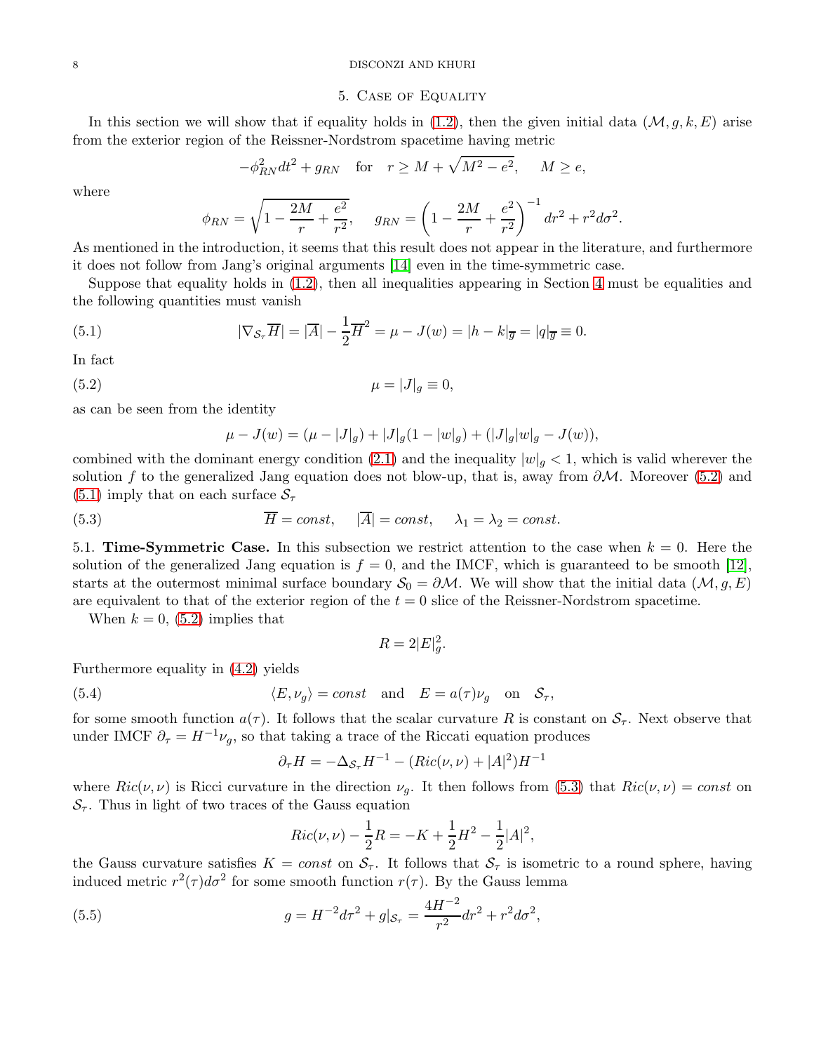## 5. Case of Equality

In this section we will show that if equality holds in (1.2), then the given initial data $(\mathcal{M}, g, k, E)$ arise from the exterior region of the Reissner-Nordstrom spacetime having metric

$$-\phi_{RN}^2 dt^2 + g_{RN} \quad \text{for} \quad r \geq M + \sqrt{M^2 - e^2}, \quad M \geq e,$$

where

$$\phi_{RN} = \sqrt{1 - \frac{2M}{r} + \frac{e^2}{r^2}}, \quad g_{RN} = \left(1 - \frac{2M}{r} + \frac{e^2}{r^2}\right)^{-1} dr^2 + r^2 d\sigma^2.$$

As mentioned in the introduction, it seems that this result does not appear in the literature, and furthermore it does not follow from Jang's original arguments [14] even in the time-symmetric case.

Suppose that equality holds in (1.2), then all inequalities appearing in Section 4 must be equalities and the following quantities must vanish

$$|\nabla_{\mathcal{S}_\tau} \overline{H}| = |\overline{A}| - \frac{1}{2}\overline{H}^2 = \mu - J(w) = |h - k|_{\overline{g}} = |q|_{\overline{g}} \equiv 0. \tag{5.1}$$

In fact

$$\mu = |J|_g \equiv 0, \tag{5.2}$$

as can be seen from the identity

$$\mu - J(w) = (\mu - |J|_g) + |J|_g(1 - |w|_g) + (|J|_g|w|_g - J(w)),$$

combined with the dominant energy condition (2.1) and the inequality $|w|_g < 1$, which is valid wherever the solution $f$ to the generalized Jang equation does not blow-up, that is, away from $\partial\mathcal{M}$. Moreover (5.2) and (5.1) imply that on each surface $\mathcal{S}_\tau$

$$\overline{H} = const, \quad |\overline{A}| = const, \quad \lambda_1 = \lambda_2 = const. \tag{5.3}$$

5.1. **Time-Symmetric Case.** In this subsection we restrict attention to the case when $k = 0$. Here the solution of the generalized Jang equation is $f = 0$, and the IMCF, which is guaranteed to be smooth [12], starts at the outermost minimal surface boundary $\mathcal{S}_0 = \partial\mathcal{M}$. We will show that the initial data $(\mathcal{M}, g, E)$ are equivalent to that of the exterior region of the $t = 0$ slice of the Reissner-Nordstrom spacetime.

When $k = 0$, (5.2) implies that

$$R = 2|E|_g^2.$$

Furthermore equality in (4.2) yields

$$\langle E, \nu_g \rangle = const \quad \text{and} \quad E = a(\tau)\nu_g \quad \text{on} \quad \mathcal{S}_\tau, \tag{5.4}$$

for some smooth function $a(\tau)$. It follows that the scalar curvature $R$ is constant on $\mathcal{S}_\tau$. Next observe that under IMCF $\partial_\tau = H^{-1}\nu_g$, so that taking a trace of the Riccati equation produces

$$\partial_\tau H = -\Delta_{\mathcal{S}_\tau} H^{-1} - (Ric(\nu, \nu) + |A|^2)H^{-1}$$

where $Ric(\nu, \nu)$ is Ricci curvature in the direction $\nu_g$. It then follows from (5.3) that $Ric(\nu, \nu) = const$ on $\mathcal{S}_\tau$. Thus in light of two traces of the Gauss equation

$$Ric(\nu, \nu) - \frac{1}{2}R = -K + \frac{1}{2}H^2 - \frac{1}{2}|A|^2,$$

the Gauss curvature satisfies $K = const$ on $\mathcal{S}_\tau$. It follows that $\mathcal{S}_\tau$ is isometric to a round sphere, having induced metric $r^2(\tau)d\sigma^2$ for some smooth function $r(\tau)$. By the Gauss lemma

$$g = H^{-2}d\tau^2 + g|_{\mathcal{S}_\tau} = \frac{4H^{-2}}{r^2}dr^2 + r^2 d\sigma^2, \tag{5.5}$$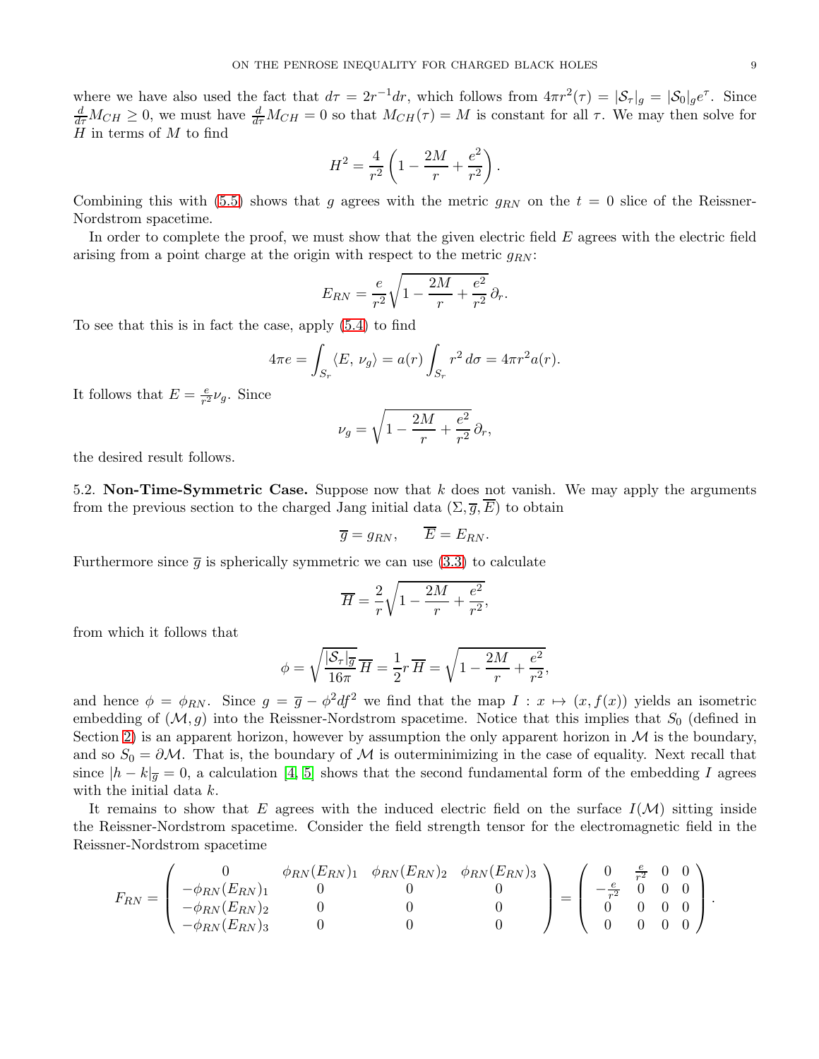where we have also used the fact that $d\tau = 2r^{-1}dr$, which follows from $4\pi r^2(\tau) = |\mathcal{S}_\tau|_g = |\mathcal{S}_0|_g e^\tau$. Since $\frac{d}{d\tau}M_{CH} \geq 0$, we must have $\frac{d}{d\tau}M_{CH} = 0$ so that $M_{CH}(\tau) = M$ is constant for all $\tau$. We may then solve for $H$ in terms of $M$ to find

$$H^2 = \frac{4}{r^2}\left(1 - \frac{2M}{r} + \frac{e^2}{r^2}\right).$$

Combining this with (5.5) shows that $g$ agrees with the metric $g_{RN}$ on the $t = 0$ slice of the Reissner-Nordstrom spacetime.

In order to complete the proof, we must show that the given electric field $E$ agrees with the electric field arising from a point charge at the origin with respect to the metric $g_{RN}$:

$$E_{RN} = \frac{e}{r^2}\sqrt{1 - \frac{2M}{r} + \frac{e^2}{r^2}}\,\partial_r.$$

To see that this is in fact the case, apply (5.4) to find

$$4\pi e = \int_{S_r} \langle E,\, \nu_g\rangle = a(r)\int_{S_r} r^2\, d\sigma = 4\pi r^2 a(r).$$

It follows that $E = \frac{e}{r^2}\nu_g$. Since

$$\nu_g = \sqrt{1 - \frac{2M}{r} + \frac{e^2}{r^2}}\,\partial_r,$$

the desired result follows.

5.2. **Non-Time-Symmetric Case.** Suppose now that $k$ does not vanish. We may apply the arguments from the previous section to the charged Jang initial data $(\Sigma, \overline{g}, \overline{E})$ to obtain

$$\overline{g} = g_{RN}, \qquad \overline{E} = E_{RN}.$$

Furthermore since $\overline{g}$ is spherically symmetric we can use (3.3) to calculate

$$\overline{H} = \frac{2}{r}\sqrt{1 - \frac{2M}{r} + \frac{e^2}{r^2}},$$

from which it follows that

$$\phi = \sqrt{\frac{|\mathcal{S}_\tau|_{\overline{g}}}{16\pi}}\,\overline{H} = \frac{1}{2}r\,\overline{H} = \sqrt{1 - \frac{2M}{r} + \frac{e^2}{r^2}},$$

and hence $\phi = \phi_{RN}$. Since $g = \overline{g} - \phi^2 df^2$ we find that the map $I : x \mapsto (x, f(x))$ yields an isometric embedding of $(\mathcal{M}, g)$ into the Reissner-Nordstrom spacetime. Notice that this implies that $S_0$ (defined in Section 2) is an apparent horizon, however by assumption the only apparent horizon in $\mathcal{M}$ is the boundary, and so $S_0 = \partial\mathcal{M}$. That is, the boundary of $\mathcal{M}$ is outerminimizing in the case of equality. Next recall that since $|h - k|_{\overline{g}} = 0$, a calculation [4, 5] shows that the second fundamental form of the embedding $I$ agrees with the initial data $k$.

It remains to show that $E$ agrees with the induced electric field on the surface $I(\mathcal{M})$ sitting inside the Reissner-Nordstrom spacetime. Consider the field strength tensor for the electromagnetic field in the Reissner-Nordstrom spacetime

$$F_{RN} = \begin{pmatrix} 0 & \phi_{RN}(E_{RN})_1 & \phi_{RN}(E_{RN})_2 & \phi_{RN}(E_{RN})_3 \\ -\phi_{RN}(E_{RN})_1 & 0 & 0 & 0 \\ -\phi_{RN}(E_{RN})_2 & 0 & 0 & 0 \\ -\phi_{RN}(E_{RN})_3 & 0 & 0 & 0 \end{pmatrix} = \begin{pmatrix} 0 & \frac{e}{r^2} & 0 & 0 \\ -\frac{e}{r^2} & 0 & 0 & 0 \\ 0 & 0 & 0 & 0 \\ 0 & 0 & 0 & 0 \end{pmatrix}.$$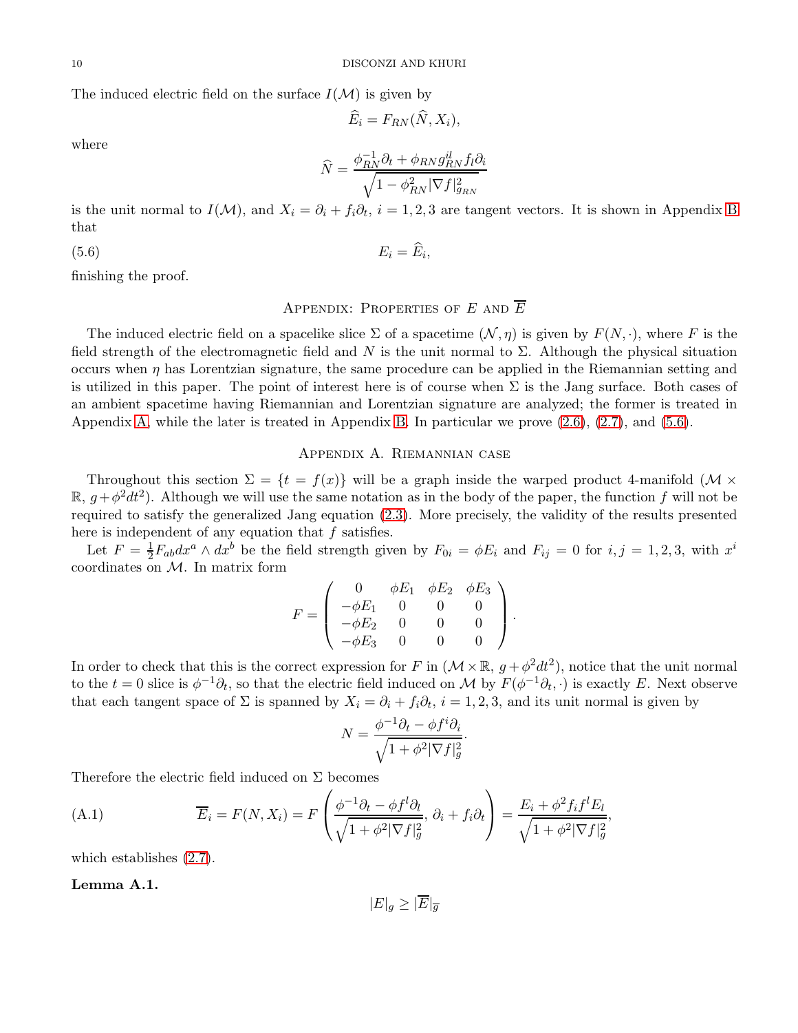The induced electric field on the surface $I(\mathcal{M})$ is given by

$$\widehat{E}_i = F_{RN}(\widehat{N}, X_i),$$

where

$$\widehat{N} = \frac{\phi_{RN}^{-1}\partial_t + \phi_{RN} g_{RN}^{il} f_l \partial_i}{\sqrt{1 - \phi_{RN}^2 |\nabla f|^2_{g_{RN}}}}$$

is the unit normal to $I(\mathcal{M})$, and $X_i = \partial_i + f_i \partial_t$, $i = 1, 2, 3$ are tangent vectors. It is shown in Appendix B that

$$E_i = \widehat{E}_i, \tag{5.6}$$

finishing the proof.

## Appendix: Properties of $E$ and $\overline{E}$

The induced electric field on a spacelike slice $\Sigma$ of a spacetime $(\mathcal{N}, \eta)$ is given by $F(N, \cdot)$, where $F$ is the field strength of the electromagnetic field and $N$ is the unit normal to $\Sigma$. Although the physical situation occurs when $\eta$ has Lorentzian signature, the same procedure can be applied in the Riemannian setting and is utilized in this paper. The point of interest here is of course when $\Sigma$ is the Jang surface. Both cases of an ambient spacetime having Riemannian and Lorentzian signature are analyzed; the former is treated in Appendix A, while the later is treated in Appendix B. In particular we prove (2.6), (2.7), and (5.6).

## Appendix A. Riemannian case

Throughout this section $\Sigma = \{t = f(x)\}$ will be a graph inside the warped product 4-manifold $(\mathcal{M} \times \mathbb{R}, g + \phi^2 dt^2)$. Although we will use the same notation as in the body of the paper, the function $f$ will not be required to satisfy the generalized Jang equation (2.3). More precisely, the validity of the results presented here is independent of any equation that $f$ satisfies.

Let $F = \frac{1}{2} F_{ab} dx^a \wedge dx^b$ be the field strength given by $F_{0i} = \phi E_i$ and $F_{ij} = 0$ for $i, j = 1, 2, 3$, with $x^i$ coordinates on $\mathcal{M}$. In matrix form

$$F = \begin{pmatrix} 0 & \phi E_1 & \phi E_2 & \phi E_3 \\ -\phi E_1 & 0 & 0 & 0 \\ -\phi E_2 & 0 & 0 & 0 \\ -\phi E_3 & 0 & 0 & 0 \end{pmatrix}.$$

In order to check that this is the correct expression for $F$ in $(\mathcal{M} \times \mathbb{R}, g + \phi^2 dt^2)$, notice that the unit normal to the $t = 0$ slice is $\phi^{-1}\partial_t$, so that the electric field induced on $\mathcal{M}$ by $F(\phi^{-1}\partial_t, \cdot)$ is exactly $E$. Next observe that each tangent space of $\Sigma$ is spanned by $X_i = \partial_i + f_i \partial_t$, $i = 1, 2, 3$, and its unit normal is given by

$$N = \frac{\phi^{-1}\partial_t - \phi f^i \partial_i}{\sqrt{1 + \phi^2 |\nabla f|^2_g}}.$$

Therefore the electric field induced on $\Sigma$ becomes

$$\overline{E}_i = F(N, X_i) = F\left( \frac{\phi^{-1}\partial_t - \phi f^l \partial_l}{\sqrt{1 + \phi^2 |\nabla f|^2_g}},\, \partial_i + f_i \partial_t \right) = \frac{E_i + \phi^2 f_i f^l E_l}{\sqrt{1 + \phi^2 |\nabla f|^2_g}}, \tag{A.1}$$

which establishes (2.7).

**Lemma A.1.**

$$|E|_g \geq |\overline{E}|_{\overline{g}}$$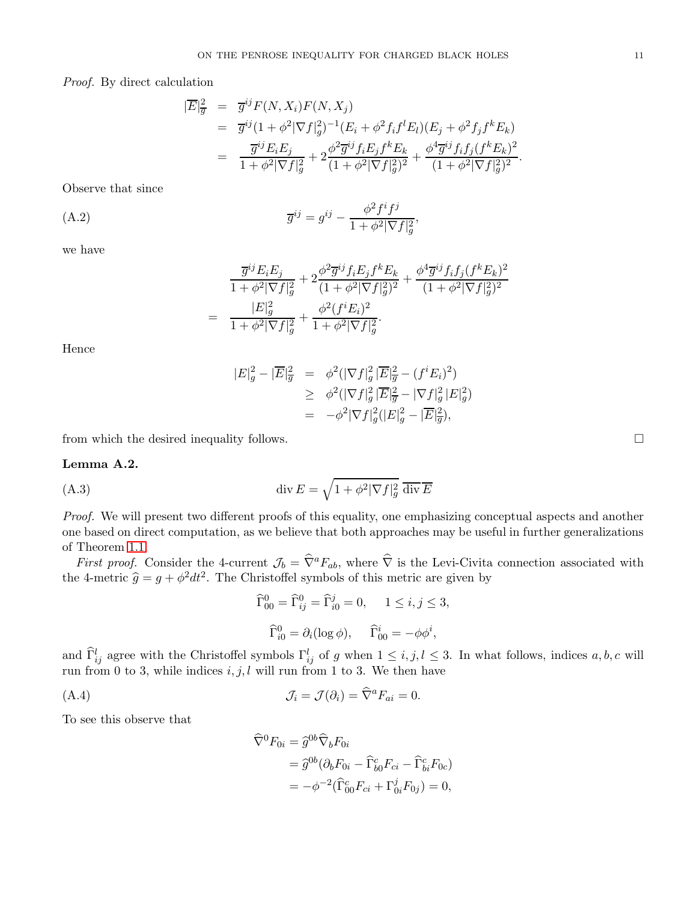*Proof.* By direct calculation

$$
\begin{aligned}
|\overline{E}|^2_{\overline{g}} &= \overline{g}^{ij} F(N, X_i) F(N, X_j) \\
&= \overline{g}^{ij} (1 + \phi^2 |\nabla f|^2_g)^{-1} (E_i + \phi^2 f_i f^l E_l)(E_j + \phi^2 f_j f^k E_k) \\
&= \frac{\overline{g}^{ij} E_i E_j}{1 + \phi^2 |\nabla f|^2_g} + 2\frac{\phi^2 \overline{g}^{ij} f_i E_j f^k E_k}{(1 + \phi^2 |\nabla f|^2_g)^2} + \frac{\phi^4 \overline{g}^{ij} f_i f_j (f^k E_k)^2}{(1 + \phi^2 |\nabla f|^2_g)^2}.
\end{aligned}
$$

Observe that since

$$
\overline{g}^{ij} = g^{ij} - \frac{\phi^2 f^i f^j}{1 + \phi^2 |\nabla f|^2_g}, \tag{A.2}
$$

we have

$$
\begin{aligned}
& \frac{\overline{g}^{ij} E_i E_j}{1 + \phi^2 |\nabla f|^2_g} + 2\frac{\phi^2 \overline{g}^{ij} f_i E_j f^k E_k}{(1 + \phi^2 |\nabla f|^2_g)^2} + \frac{\phi^4 \overline{g}^{ij} f_i f_j (f^k E_k)^2}{(1 + \phi^2 |\nabla f|^2_g)^2} \\
= \ & \frac{|E|^2_g}{1 + \phi^2 |\nabla f|^2_g} + \frac{\phi^2 (f^i E_i)^2}{1 + \phi^2 |\nabla f|^2_g}.
\end{aligned}
$$

Hence

$$
\begin{aligned}
|E|^2_g - |\overline{E}|^2_{\overline{g}} &= \phi^2 (|\nabla f|^2_g \, |\overline{E}|^2_{\overline{g}} - (f^i E_i)^2) \\
&\geq \phi^2 (|\nabla f|^2_g \, |\overline{E}|^2_{\overline{g}} - |\nabla f|^2_g \, |E|^2_g) \\
&= -\phi^2 |\nabla f|^2_g (|E|^2_g - |\overline{E}|^2_{\overline{g}}),
\end{aligned}
$$

from which the desired inequality follows. ☐

**Lemma A.2.**

$$
\operatorname{div} E = \sqrt{1 + \phi^2 |\nabla f|^2_g} \; \overline{\operatorname{div}} \, \overline{E} \tag{A.3}
$$

*Proof.* We will present two different proofs of this equality, one emphasizing conceptual aspects and another one based on direct computation, as we believe that both approaches may be useful in further generalizations of Theorem 1.1.

*First proof.* Consider the 4-current $\mathcal{J}_b = \widehat{\nabla}^a F_{ab}$, where $\widehat{\nabla}$ is the Levi-Civita connection associated with the 4-metric $\widehat{g} = g + \phi^2 dt^2$. The Christoffel symbols of this metric are given by

$$
\widehat{\Gamma}^0_{00} = \widehat{\Gamma}^0_{ij} = \widehat{\Gamma}^j_{i0} = 0, \quad 1 \leq i, j \leq 3,
$$

$$
\widehat{\Gamma}^0_{i0} = \partial_i (\log \phi), \quad \widehat{\Gamma}^i_{00} = -\phi \phi^i,
$$

and $\widehat{\Gamma}^l_{ij}$ agree with the Christoffel symbols $\Gamma^l_{ij}$ of $g$ when $1 \leq i, j, l \leq 3$. In what follows, indices $a, b, c$ will run from 0 to 3, while indices $i, j, l$ will run from 1 to 3. We then have

$$
\mathcal{J}_i = \mathcal{J}(\partial_i) = \widehat{\nabla}^a F_{ai} = 0. \tag{A.4}
$$

To see this observe that

$$
\begin{aligned}
\widehat{\nabla}^0 F_{0i} &= \widehat{g}^{0b} \widehat{\nabla}_b F_{0i} \\
&= \widehat{g}^{0b} (\partial_b F_{0i} - \widehat{\Gamma}^c_{b0} F_{ci} - \widehat{\Gamma}^c_{bi} F_{0c}) \\
&= -\phi^{-2} (\widehat{\Gamma}^c_{00} F_{ci} + \Gamma^j_{0i} F_{0j}) = 0,
\end{aligned}
$$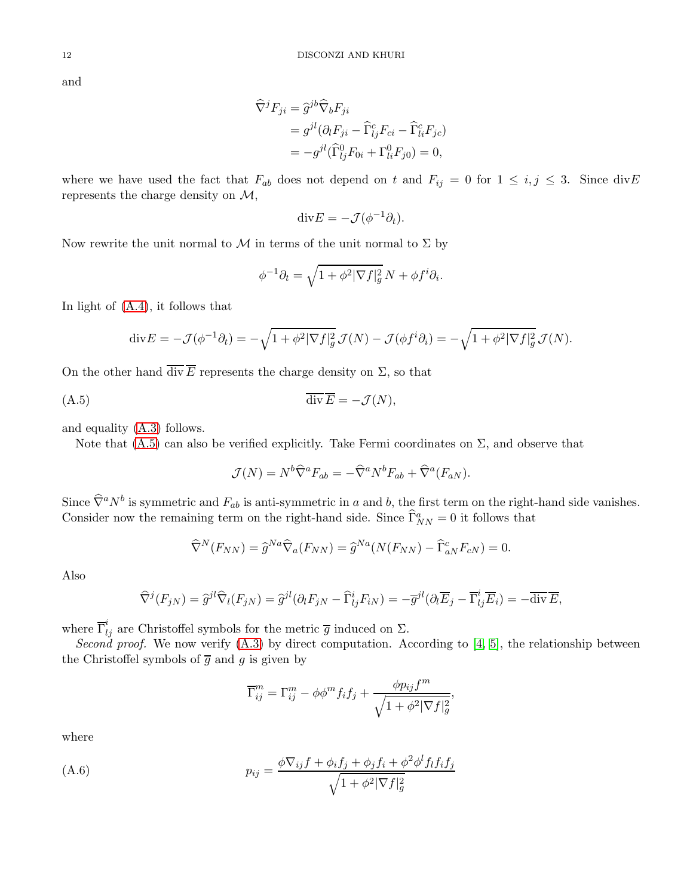and

$$
\begin{aligned}
\widehat{\nabla}^j F_{ji} &= \widehat{g}^{jb}\widehat{\nabla}_b F_{ji} \\
&= g^{jl}(\partial_l F_{ji} - \widehat{\Gamma}^c_{lj}F_{ci} - \widehat{\Gamma}^c_{li}F_{jc}) \\
&= -g^{jl}(\widehat{\Gamma}^0_{lj}F_{0i} + \Gamma^0_{li}F_{j0}) = 0,
\end{aligned}
$$

where we have used the fact that $F_{ab}$ does not depend on $t$ and $F_{ij} = 0$ for $1 \leq i, j \leq 3$. Since $\mathrm{div}E$ represents the charge density on $\mathcal{M}$,

$$
\mathrm{div}E = -\mathcal{J}(\phi^{-1}\partial_t).
$$

Now rewrite the unit normal to $\mathcal{M}$ in terms of the unit normal to $\Sigma$ by

$$
\phi^{-1}\partial_t = \sqrt{1+\phi^2|\nabla f|_g^2}\, N + \phi f^i \partial_i.
$$

In light of (A.4), it follows that

$$
\mathrm{div}E = -\mathcal{J}(\phi^{-1}\partial_t) = -\sqrt{1+\phi^2|\nabla f|_g^2}\,\mathcal{J}(N) - \mathcal{J}(\phi f^i\partial_i) = -\sqrt{1+\phi^2|\nabla f|_g^2}\,\mathcal{J}(N).
$$

On the other hand $\overline{\mathrm{div}}\,\overline{E}$ represents the charge density on $\Sigma$, so that

$$
\overline{\mathrm{div}}\,\overline{E} = -\mathcal{J}(N), \tag{A.5}
$$

and equality (A.3) follows.

Note that (A.5) can also be verified explicitly. Take Fermi coordinates on $\Sigma$, and observe that

$$
\mathcal{J}(N) = N^b \widehat{\nabla}^a F_{ab} = -\widehat{\nabla}^a N^b F_{ab} + \widehat{\nabla}^a(F_{aN}).
$$

Since $\widehat{\nabla}^a N^b$ is symmetric and $F_{ab}$ is anti-symmetric in $a$ and $b$, the first term on the right-hand side vanishes. Consider now the remaining term on the right-hand side. Since $\widehat{\Gamma}^a_{NN} = 0$ it follows that

$$
\widehat{\nabla}^N(F_{NN}) = \widehat{g}^{Na}\widehat{\nabla}_a(F_{NN}) = \widehat{g}^{Na}(N(F_{NN}) - \widehat{\Gamma}^c_{aN}F_{cN}) = 0.
$$

Also

$$
\widehat{\nabla}^j(F_{jN}) = \widehat{g}^{jl}\widehat{\nabla}_l(F_{jN}) = \widehat{g}^{jl}(\partial_l F_{jN} - \widehat{\Gamma}^i_{lj}F_{iN}) = -\overline{g}^{jl}(\partial_l \overline{E}_j - \overline{\Gamma}^i_{lj}\overline{E}_i) = -\overline{\mathrm{div}}\,\overline{E},
$$

where $\overline{\Gamma}^i_{lj}$ are Christoffel symbols for the metric $\overline{g}$ induced on $\Sigma$.

*Second proof.* We now verify (A.3) by direct computation. According to [4, 5], the relationship between the Christoffel symbols of $\overline{g}$ and $g$ is given by

$$
\overline{\Gamma}^m_{ij} = \Gamma^m_{ij} - \phi\phi^m f_i f_j + \frac{\phi p_{ij} f^m}{\sqrt{1+\phi^2|\nabla f|_g^2}},
$$

where

$$
p_{ij} = \frac{\phi\nabla_{ij}f + \phi_i f_j + \phi_j f_i + \phi^2\phi^l f_l f_i f_j}{\sqrt{1+\phi^2|\nabla f|_g^2}} \tag{A.6}
$$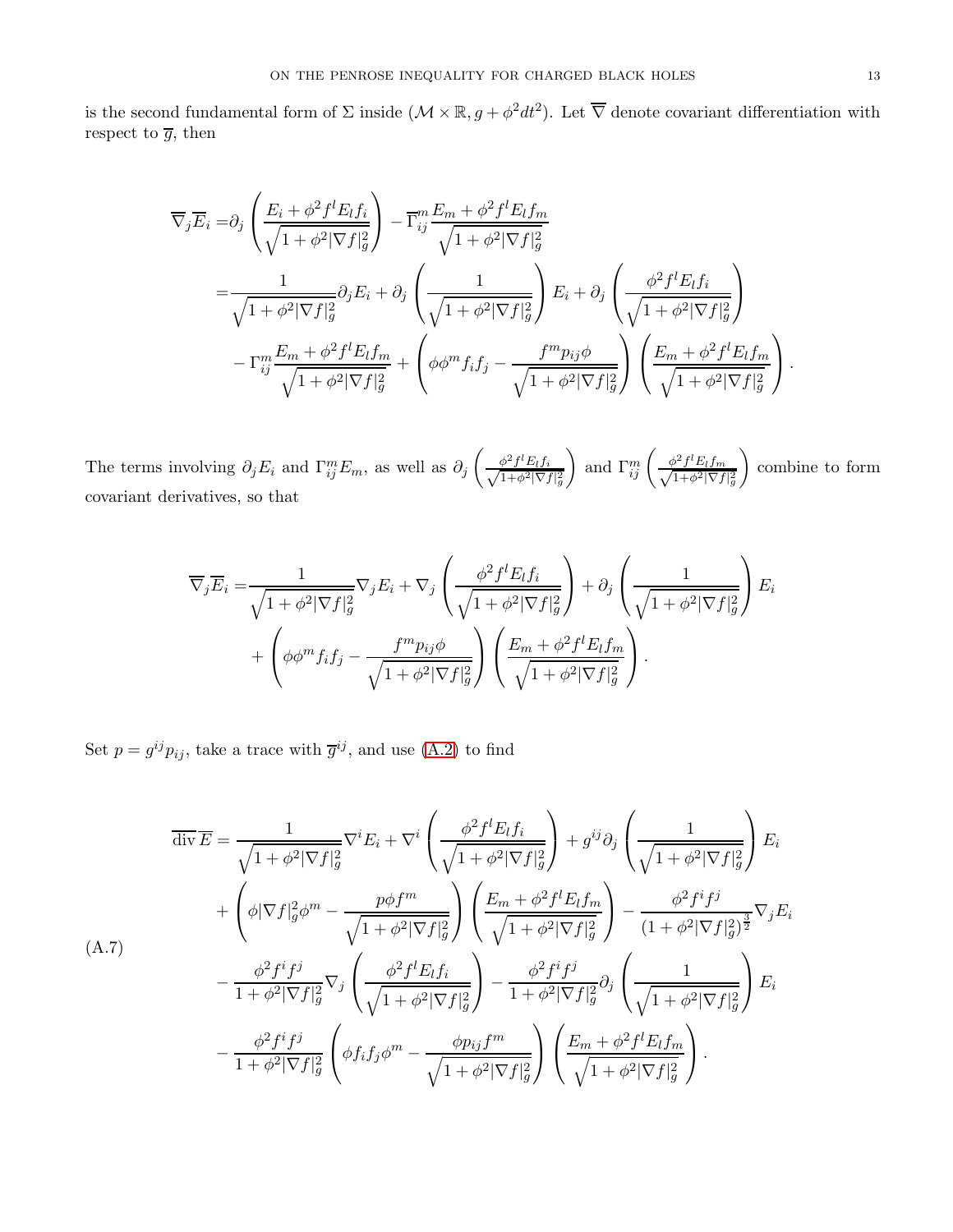is the second fundamental form of $\Sigma$ inside $(\mathcal{M}\times\mathbb{R}, g+\phi^2 dt^2)$. Let $\overline{\nabla}$ denote covariant differentiation with respect to $\overline{g}$, then

$$
\begin{aligned}
\overline{\nabla}_j \overline{E}_i =& \partial_j \left( \frac{E_i + \phi^2 f^l E_l f_i}{\sqrt{1+\phi^2|\nabla f|_g^2}} \right) - \overline{\Gamma}_{ij}^m \frac{E_m + \phi^2 f^l E_l f_m}{\sqrt{1+\phi^2|\nabla f|_g^2}} \\
=& \frac{1}{\sqrt{1+\phi^2|\nabla f|_g^2}} \partial_j E_i + \partial_j \left( \frac{1}{\sqrt{1+\phi^2|\nabla f|_g^2}} \right) E_i + \partial_j \left( \frac{\phi^2 f^l E_l f_i}{\sqrt{1+\phi^2|\nabla f|_g^2}} \right) \\
& - \Gamma_{ij}^m \frac{E_m + \phi^2 f^l E_l f_m}{\sqrt{1+\phi^2|\nabla f|_g^2}} + \left( \phi \phi^m f_i f_j - \frac{f^m p_{ij} \phi}{\sqrt{1+\phi^2|\nabla f|_g^2}} \right) \left( \frac{E_m + \phi^2 f^l E_l f_m}{\sqrt{1+\phi^2|\nabla f|_g^2}} \right).
\end{aligned}
$$

The terms involving $\partial_j E_i$ and $\Gamma_{ij}^m E_m$, as well as $\partial_j \left( \frac{\phi^2 f^l E_l f_i}{\sqrt{1+\phi^2|\nabla f|_g^2}} \right)$ and $\Gamma_{ij}^m \left( \frac{\phi^2 f^l E_l f_m}{\sqrt{1+\phi^2|\nabla f|_g^2}} \right)$ combine to form covariant derivatives, so that

$$
\begin{aligned}
\overline{\nabla}_j \overline{E}_i =& \frac{1}{\sqrt{1+\phi^2|\nabla f|_g^2}} \nabla_j E_i + \nabla_j \left( \frac{\phi^2 f^l E_l f_i}{\sqrt{1+\phi^2|\nabla f|_g^2}} \right) + \partial_j \left( \frac{1}{\sqrt{1+\phi^2|\nabla f|_g^2}} \right) E_i \\
& + \left( \phi \phi^m f_i f_j - \frac{f^m p_{ij} \phi}{\sqrt{1+\phi^2|\nabla f|_g^2}} \right) \left( \frac{E_m + \phi^2 f^l E_l f_m}{\sqrt{1+\phi^2|\nabla f|_g^2}} \right).
\end{aligned}
$$

Set $p = g^{ij} p_{ij}$, take a trace with $\overline{g}^{ij}$, and use (A.2) to find

$$
\begin{aligned}
\overline{\operatorname{div}}\, \overline{E} =& \frac{1}{\sqrt{1+\phi^2|\nabla f|_g^2}} \nabla^i E_i + \nabla^i \left( \frac{\phi^2 f^l E_l f_i}{\sqrt{1+\phi^2|\nabla f|_g^2}} \right) + g^{ij} \partial_j \left( \frac{1}{\sqrt{1+\phi^2|\nabla f|_g^2}} \right) E_i \\
& + \left( \phi |\nabla f|_g^2 \phi^m - \frac{p \phi f^m}{\sqrt{1+\phi^2|\nabla f|_g^2}} \right) \left( \frac{E_m + \phi^2 f^l E_l f_m}{\sqrt{1+\phi^2|\nabla f|_g^2}} \right) - \frac{\phi^2 f^i f^j}{(1+\phi^2|\nabla f|_g^2)^{\frac{3}{2}}} \nabla_j E_i \\
& - \frac{\phi^2 f^i f^j}{1+\phi^2|\nabla f|_g^2} \nabla_j \left( \frac{\phi^2 f^l E_l f_i}{\sqrt{1+\phi^2|\nabla f|_g^2}} \right) - \frac{\phi^2 f^i f^j}{1+\phi^2|\nabla f|_g^2} \partial_j \left( \frac{1}{\sqrt{1+\phi^2|\nabla f|_g^2}} \right) E_i \\
& - \frac{\phi^2 f^i f^j}{1+\phi^2|\nabla f|_g^2} \left( \phi f_i f_j \phi^m - \frac{\phi p_{ij} f^m}{\sqrt{1+\phi^2|\nabla f|_g^2}} \right) \left( \frac{E_m + \phi^2 f^l E_l f_m}{\sqrt{1+\phi^2|\nabla f|_g^2}} \right).
\end{aligned}
\tag{A.7}
$$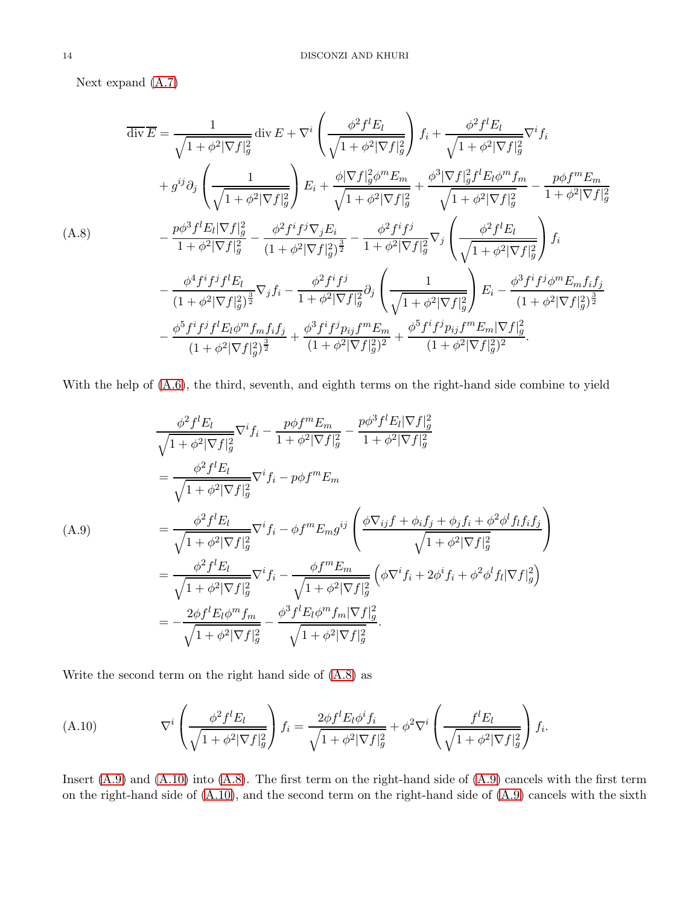Next expand (A.7)

$$
\begin{aligned}
\overline{\operatorname{div}}\,\overline{E} = {} & \frac{1}{\sqrt{1+\phi^2|\nabla f|_g^2}}\operatorname{div} E + \nabla^i\left(\frac{\phi^2 f^l E_l}{\sqrt{1+\phi^2|\nabla f|_g^2}}\right) f_i + \frac{\phi^2 f^l E_l}{\sqrt{1+\phi^2|\nabla f|_g^2}}\nabla^i f_i \\
& + g^{ij}\partial_j\left(\frac{1}{\sqrt{1+\phi^2|\nabla f|_g^2}}\right)E_i + \frac{\phi|\nabla f|_g^2\phi^m E_m}{\sqrt{1+\phi^2|\nabla f|_g^2}} + \frac{\phi^3|\nabla f|_g^2 f^l E_l \phi^m f_m}{\sqrt{1+\phi^2|\nabla f|_g^2}} - \frac{p\phi f^m E_m}{1+\phi^2|\nabla f|_g^2} \\
& - \frac{p\phi^3 f^l E_l|\nabla f|_g^2}{1+\phi^2|\nabla f|_g^2} - \frac{\phi^2 f^i f^j \nabla_j E_i}{(1+\phi^2|\nabla f|_g^2)^{\frac{3}{2}}} - \frac{\phi^2 f^i f^j}{1+\phi^2|\nabla f|_g^2}\nabla_j\left(\frac{\phi^2 f^l E_l}{\sqrt{1+\phi^2|\nabla f|_g^2}}\right) f_i \\
& - \frac{\phi^4 f^i f^j f^l E_l}{(1+\phi^2|\nabla f|_g^2)^{\frac{3}{2}}}\nabla_j f_i - \frac{\phi^2 f^i f^j}{1+\phi^2|\nabla f|_g^2}\partial_j\left(\frac{1}{\sqrt{1+\phi^2|\nabla f|_g^2}}\right)E_i - \frac{\phi^3 f^i f^j \phi^m E_m f_i f_j}{(1+\phi^2|\nabla f|_g^2)^{\frac{3}{2}}} \\
& - \frac{\phi^5 f^i f^j f^l E_l \phi^m f_m f_i f_j}{(1+\phi^2|\nabla f|_g^2)^{\frac{3}{2}}} + \frac{\phi^3 f^i f^j p_{ij} f^m E_m}{(1+\phi^2|\nabla f|_g^2)^2} + \frac{\phi^5 f^i f^j p_{ij} f^m E_m |\nabla f|_g^2}{(1+\phi^2|\nabla f|_g^2)^2}.
\end{aligned} \tag{A.8}
$$

With the help of (A.6), the third, seventh, and eighth terms on the right-hand side combine to yield

$$
\begin{aligned}
& \frac{\phi^2 f^l E_l}{\sqrt{1+\phi^2|\nabla f|_g^2}}\nabla^i f_i - \frac{p\phi f^m E_m}{1+\phi^2|\nabla f|_g^2} - \frac{p\phi^3 f^l E_l|\nabla f|_g^2}{1+\phi^2|\nabla f|_g^2} \\
& = \frac{\phi^2 f^l E_l}{\sqrt{1+\phi^2|\nabla f|_g^2}}\nabla^i f_i - p\phi f^m E_m \\
& = \frac{\phi^2 f^l E_l}{\sqrt{1+\phi^2|\nabla f|_g^2}}\nabla^i f_i - \phi f^m E_m g^{ij}\left(\frac{\phi\nabla_{ij} f + \phi_i f_j + \phi_j f_i + \phi^2\phi^l f_l f_i f_j}{\sqrt{1+\phi^2|\nabla f|_g^2}}\right) \\
& = \frac{\phi^2 f^l E_l}{\sqrt{1+\phi^2|\nabla f|_g^2}}\nabla^i f_i - \frac{\phi f^m E_m}{\sqrt{1+\phi^2|\nabla f|_g^2}}\left(\phi\nabla^i f_i + 2\phi^i f_i + \phi^2\phi^l f_l|\nabla f|_g^2\right) \\
& = -\frac{2\phi f^l E_l \phi^m f_m}{\sqrt{1+\phi^2|\nabla f|_g^2}} - \frac{\phi^3 f^l E_l \phi^m f_m |\nabla f|_g^2}{\sqrt{1+\phi^2|\nabla f|_g^2}}.
\end{aligned} \tag{A.9}
$$

Write the second term on the right hand side of (A.8) as

$$
\nabla^i\left(\frac{\phi^2 f^l E_l}{\sqrt{1+\phi^2|\nabla f|_g^2}}\right) f_i = \frac{2\phi f^l E_l \phi^i f_i}{\sqrt{1+\phi^2|\nabla f|_g^2}} + \phi^2\nabla^i\left(\frac{f^l E_l}{\sqrt{1+\phi^2|\nabla f|_g^2}}\right) f_i. \tag{A.10}
$$

Insert (A.9) and (A.10) into (A.8). The first term on the right-hand side of (A.9) cancels with the first term on the right-hand side of (A.10), and the second term on the right-hand side of (A.9) cancels with the sixth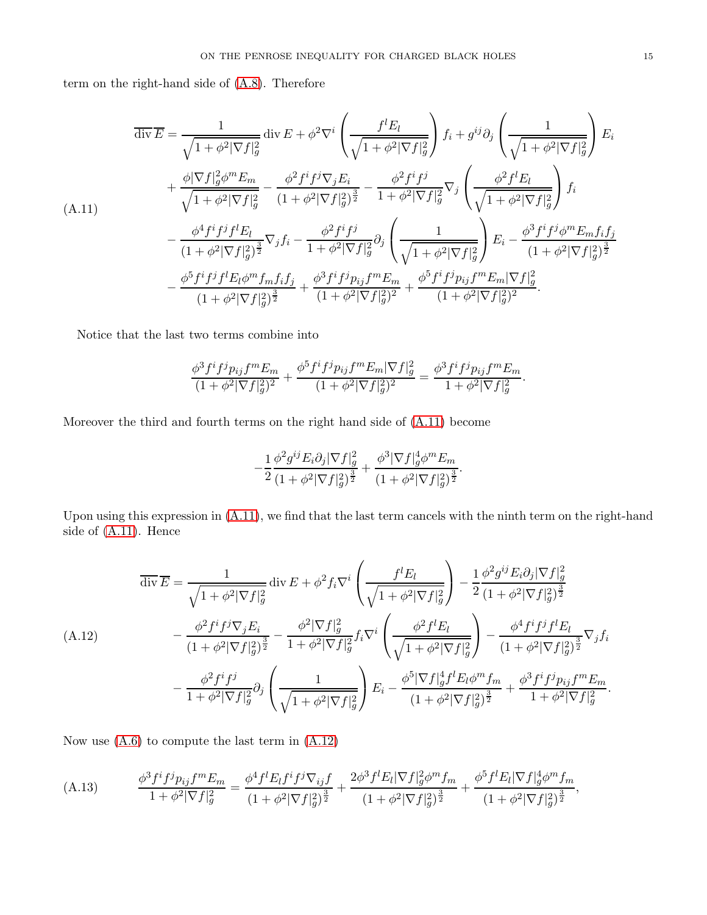term on the right-hand side of (A.8). Therefore

$$
\begin{aligned}
\overline{\operatorname{div}}\,\overline{E} =& \frac{1}{\sqrt{1+\phi^2|\nabla f|_g^2}}\operatorname{div} E + \phi^2\nabla^i\left(\frac{f^l E_l}{\sqrt{1+\phi^2|\nabla f|_g^2}}\right) f_i + g^{ij}\partial_j\left(\frac{1}{\sqrt{1+\phi^2|\nabla f|_g^2}}\right) E_i \\
&+ \frac{\phi|\nabla f|_g^2\phi^m E_m}{\sqrt{1+\phi^2|\nabla f|_g^2}} - \frac{\phi^2 f^i f^j\nabla_j E_i}{(1+\phi^2|\nabla f|_g^2)^{\frac{3}{2}}} - \frac{\phi^2 f^i f^j}{1+\phi^2|\nabla f|_g^2}\nabla_j\left(\frac{\phi^2 f^l E_l}{\sqrt{1+\phi^2|\nabla f|_g^2}}\right) f_i \\
&- \frac{\phi^4 f^i f^j f^l E_l}{(1+\phi^2|\nabla f|_g^2)^{\frac{3}{2}}}\nabla_j f_i - \frac{\phi^2 f^i f^j}{1+\phi^2|\nabla f|_g^2}\partial_j\left(\frac{1}{\sqrt{1+\phi^2|\nabla f|_g^2}}\right) E_i - \frac{\phi^3 f^i f^j\phi^m E_m f_i f_j}{(1+\phi^2|\nabla f|_g^2)^{\frac{3}{2}}} \\
&- \frac{\phi^5 f^i f^j f^l E_l\phi^m f_m f_i f_j}{(1+\phi^2|\nabla f|_g^2)^{\frac{3}{2}}} + \frac{\phi^3 f^i f^j p_{ij} f^m E_m}{(1+\phi^2|\nabla f|_g^2)^2} + \frac{\phi^5 f^i f^j p_{ij} f^m E_m|\nabla f|_g^2}{(1+\phi^2|\nabla f|_g^2)^2}.
\end{aligned}
\tag{A.11}
$$

Notice that the last two terms combine into

$$
\frac{\phi^3 f^i f^j p_{ij} f^m E_m}{(1+\phi^2|\nabla f|_g^2)^2} + \frac{\phi^5 f^i f^j p_{ij} f^m E_m|\nabla f|_g^2}{(1+\phi^2|\nabla f|_g^2)^2} = \frac{\phi^3 f^i f^j p_{ij} f^m E_m}{1+\phi^2|\nabla f|_g^2}.
$$

Moreover the third and fourth terms on the right hand side of (A.11) become

$$
-\frac{1}{2}\frac{\phi^2 g^{ij}E_i\partial_j|\nabla f|_g^2}{(1+\phi^2|\nabla f|_g^2)^{\frac{3}{2}}} + \frac{\phi^3|\nabla f|_g^4\phi^m E_m}{(1+\phi^2|\nabla f|_g^2)^{\frac{3}{2}}}.
$$

Upon using this expression in (A.11), we find that the last term cancels with the ninth term on the right-hand side of (A.11). Hence

$$
\begin{aligned}
\overline{\operatorname{div}}\,\overline{E} =& \frac{1}{\sqrt{1+\phi^2|\nabla f|_g^2}}\operatorname{div} E + \phi^2 f_i\nabla^i\left(\frac{f^l E_l}{\sqrt{1+\phi^2|\nabla f|_g^2}}\right) - \frac{1}{2}\frac{\phi^2 g^{ij}E_i\partial_j|\nabla f|_g^2}{(1+\phi^2|\nabla f|_g^2)^{\frac{3}{2}}} \\
&- \frac{\phi^2 f^i f^j\nabla_j E_i}{(1+\phi^2|\nabla f|_g^2)^{\frac{3}{2}}} - \frac{\phi^2|\nabla f|_g^2}{1+\phi^2|\nabla f|_g^2} f_i\nabla^i\left(\frac{\phi^2 f^l E_l}{\sqrt{1+\phi^2|\nabla f|_g^2}}\right) - \frac{\phi^4 f^i f^j f^l E_l}{(1+\phi^2|\nabla f|_g^2)^{\frac{3}{2}}}\nabla_j f_i \\
&- \frac{\phi^2 f^i f^j}{1+\phi^2|\nabla f|_g^2}\partial_j\left(\frac{1}{\sqrt{1+\phi^2|\nabla f|_g^2}}\right) E_i - \frac{\phi^5|\nabla f|_g^4 f^l E_l\phi^m f_m}{(1+\phi^2|\nabla f|_g^2)^{\frac{3}{2}}} + \frac{\phi^3 f^i f^j p_{ij} f^m E_m}{1+\phi^2|\nabla f|_g^2}.
\end{aligned}
\tag{A.12}
$$

Now use (A.6) to compute the last term in (A.12)

$$
\frac{\phi^3 f^i f^j p_{ij} f^m E_m}{1+\phi^2|\nabla f|_g^2} = \frac{\phi^4 f^l E_l f^i f^j\nabla_{ij} f}{(1+\phi^2|\nabla f|_g^2)^{\frac{3}{2}}} + \frac{2\phi^3 f^l E_l|\nabla f|_g^2\phi^m f_m}{(1+\phi^2|\nabla f|_g^2)^{\frac{3}{2}}} + \frac{\phi^5 f^l E_l|\nabla f|_g^4\phi^m f_m}{(1+\phi^2|\nabla f|_g^2)^{\frac{3}{2}}},
\tag{A.13}
$$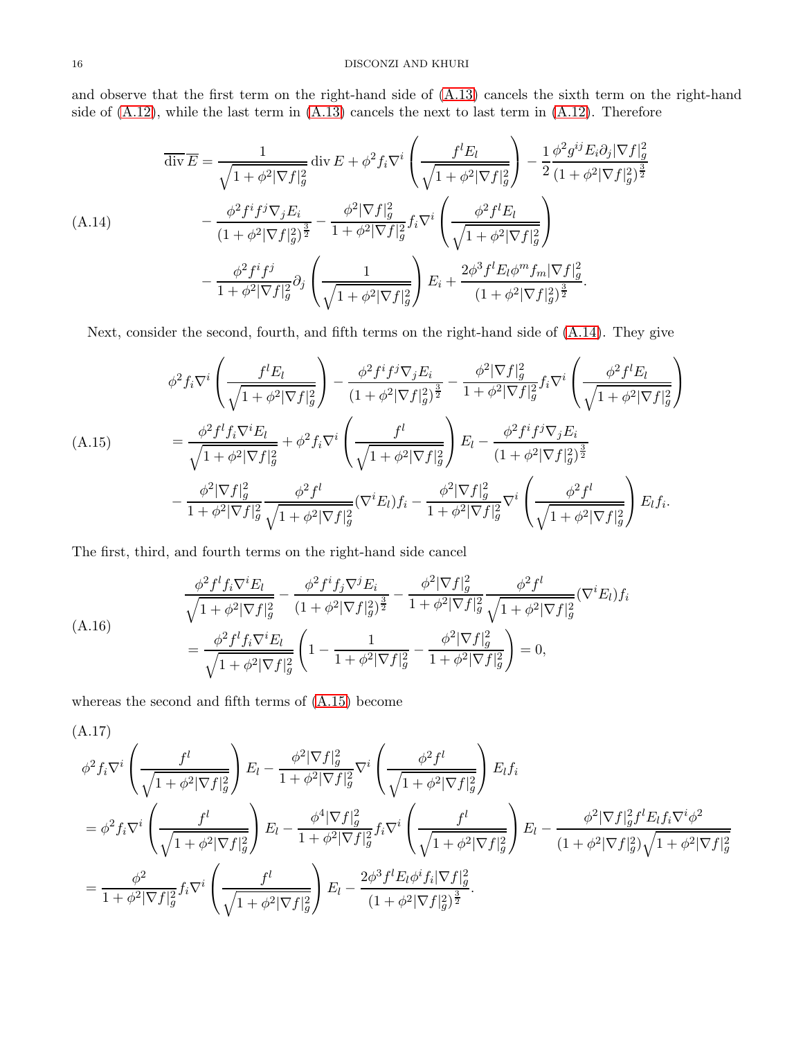and observe that the first term on the right-hand side of (A.13) cancels the sixth term on the right-hand side of (A.12), while the last term in (A.13) cancels the next to last term in (A.12). Therefore

$$
\begin{aligned}
\overline{\operatorname{div}}\,\overline{E} =& \frac{1}{\sqrt{1+\phi^2|\nabla f|_g^2}}\operatorname{div} E + \phi^2 f_i \nabla^i\left(\frac{f^l E_l}{\sqrt{1+\phi^2|\nabla f|_g^2}}\right) - \frac{1}{2}\frac{\phi^2 g^{ij}E_i\partial_j|\nabla f|_g^2}{(1+\phi^2|\nabla f|_g^2)^{\frac{3}{2}}} \\
&- \frac{\phi^2 f^i f^j \nabla_j E_i}{(1+\phi^2|\nabla f|_g^2)^{\frac{3}{2}}} - \frac{\phi^2|\nabla f|_g^2}{1+\phi^2|\nabla f|_g^2} f_i \nabla^i\left(\frac{\phi^2 f^l E_l}{\sqrt{1+\phi^2|\nabla f|_g^2}}\right) \\
&- \frac{\phi^2 f^i f^j}{1+\phi^2|\nabla f|_g^2}\partial_j\left(\frac{1}{\sqrt{1+\phi^2|\nabla f|_g^2}}\right)E_i + \frac{2\phi^3 f^l E_l \phi^m f_m |\nabla f|_g^2}{(1+\phi^2|\nabla f|_g^2)^{\frac{3}{2}}}.
\end{aligned}
\tag{A.14}
$$

Next, consider the second, fourth, and fifth terms on the right-hand side of (A.14). They give

$$
\begin{aligned}
&\phi^2 f_i \nabla^i\left(\frac{f^l E_l}{\sqrt{1+\phi^2|\nabla f|_g^2}}\right) - \frac{\phi^2 f^i f^j \nabla_j E_i}{(1+\phi^2|\nabla f|_g^2)^{\frac{3}{2}}} - \frac{\phi^2|\nabla f|_g^2}{1+\phi^2|\nabla f|_g^2} f_i \nabla^i\left(\frac{\phi^2 f^l E_l}{\sqrt{1+\phi^2|\nabla f|_g^2}}\right) \\
&= \frac{\phi^2 f^l f_i \nabla^i E_l}{\sqrt{1+\phi^2|\nabla f|_g^2}} + \phi^2 f_i \nabla^i\left(\frac{f^l}{\sqrt{1+\phi^2|\nabla f|_g^2}}\right)E_l - \frac{\phi^2 f^i f^j \nabla_j E_i}{(1+\phi^2|\nabla f|_g^2)^{\frac{3}{2}}} \\
&\quad - \frac{\phi^2|\nabla f|_g^2}{1+\phi^2|\nabla f|_g^2}\frac{\phi^2 f^l}{\sqrt{1+\phi^2|\nabla f|_g^2}}(\nabla^i E_l) f_i - \frac{\phi^2|\nabla f|_g^2}{1+\phi^2|\nabla f|_g^2}\nabla^i\left(\frac{\phi^2 f^l}{\sqrt{1+\phi^2|\nabla f|_g^2}}\right)E_l f_i.
\end{aligned}
\tag{A.15}
$$

The first, third, and fourth terms on the right-hand side cancel

$$
\begin{aligned}
&\frac{\phi^2 f^l f_i \nabla^i E_l}{\sqrt{1+\phi^2|\nabla f|_g^2}} - \frac{\phi^2 f^i f_j \nabla^j E_i}{(1+\phi^2|\nabla f|_g^2)^{\frac{3}{2}}} - \frac{\phi^2|\nabla f|_g^2}{1+\phi^2|\nabla f|_g^2}\frac{\phi^2 f^l}{\sqrt{1+\phi^2|\nabla f|_g^2}}(\nabla^i E_l) f_i \\
&= \frac{\phi^2 f^l f_i \nabla^i E_l}{\sqrt{1+\phi^2|\nabla f|_g^2}}\left(1 - \frac{1}{1+\phi^2|\nabla f|_g^2} - \frac{\phi^2|\nabla f|_g^2}{1+\phi^2|\nabla f|_g^2}\right) = 0,
\end{aligned}
\tag{A.16}
$$

whereas the second and fifth terms of (A.15) become

$$
\begin{aligned}
&\phi^2 f_i \nabla^i\left(\frac{f^l}{\sqrt{1+\phi^2|\nabla f|_g^2}}\right)E_l - \frac{\phi^2|\nabla f|_g^2}{1+\phi^2|\nabla f|_g^2}\nabla^i\left(\frac{\phi^2 f^l}{\sqrt{1+\phi^2|\nabla f|_g^2}}\right)E_l f_i \\
&= \phi^2 f_i \nabla^i\left(\frac{f^l}{\sqrt{1+\phi^2|\nabla f|_g^2}}\right)E_l - \frac{\phi^4|\nabla f|_g^2}{1+\phi^2|\nabla f|_g^2} f_i \nabla^i\left(\frac{f^l}{\sqrt{1+\phi^2|\nabla f|_g^2}}\right)E_l - \frac{\phi^2|\nabla f|_g^2 f^l E_l f_i \nabla^i \phi^2}{(1+\phi^2|\nabla f|_g^2)\sqrt{1+\phi^2|\nabla f|_g^2}} \\
&= \frac{\phi^2}{1+\phi^2|\nabla f|_g^2} f_i \nabla^i\left(\frac{f^l}{\sqrt{1+\phi^2|\nabla f|_g^2}}\right)E_l - \frac{2\phi^3 f^l E_l \phi^i f_i |\nabla f|_g^2}{(1+\phi^2|\nabla f|_g^2)^{\frac{3}{2}}}.
\end{aligned}
\tag{A.17}
$$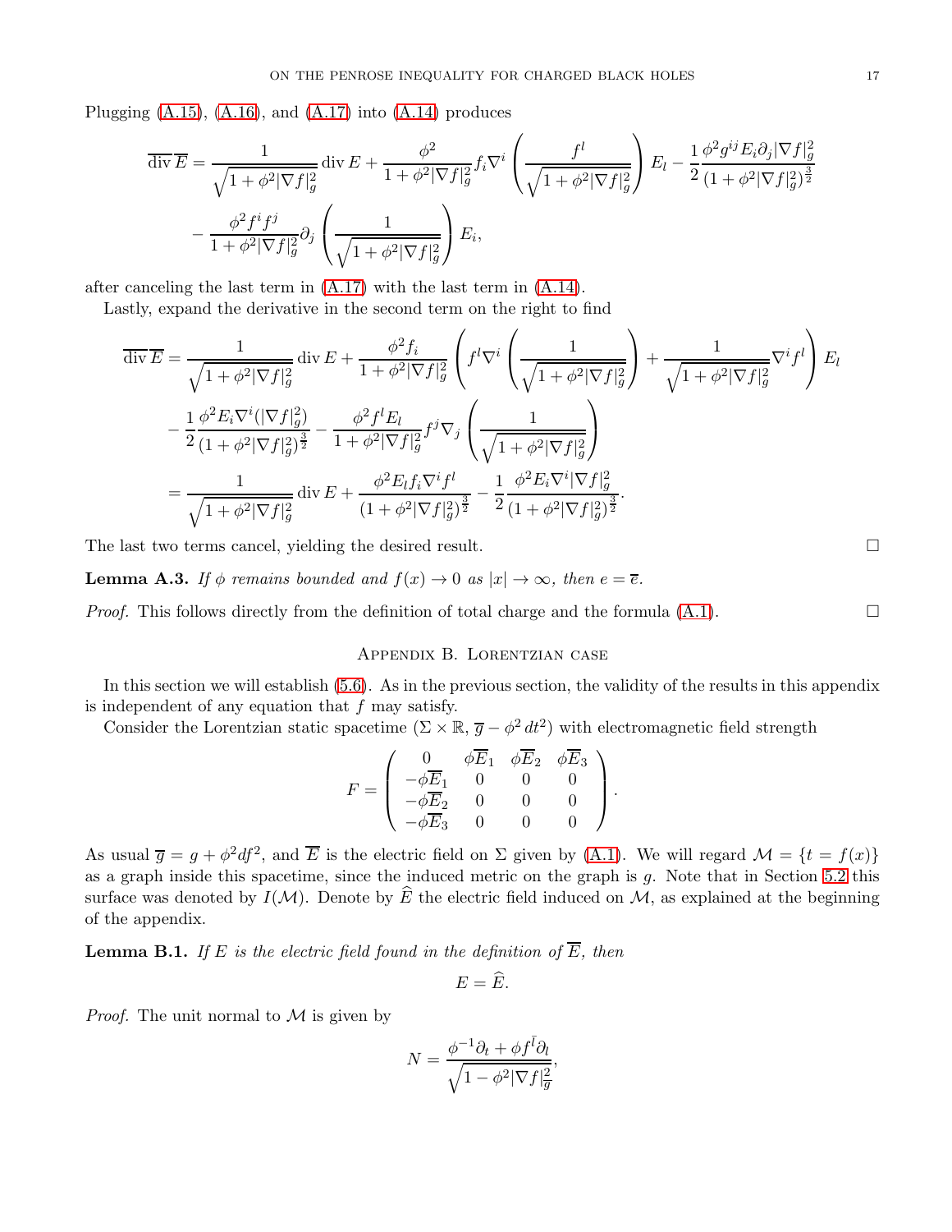Plugging (A.15), (A.16), and (A.17) into (A.14) produces

$$\overline{\operatorname{div}}\,\overline{E} = \frac{1}{\sqrt{1+\phi^2|\nabla f|_g^2}}\operatorname{div} E + \frac{\phi^2}{1+\phi^2|\nabla f|_g^2} f_i \nabla^i \left(\frac{f^l}{\sqrt{1+\phi^2|\nabla f|_g^2}}\right) E_l - \frac{1}{2}\frac{\phi^2 g^{ij} E_i \partial_j |\nabla f|_g^2}{(1+\phi^2|\nabla f|_g^2)^{\frac{3}{2}}}$$
$$- \frac{\phi^2 f^i f^j}{1+\phi^2|\nabla f|_g^2}\partial_j\left(\frac{1}{\sqrt{1+\phi^2|\nabla f|_g^2}}\right) E_i,$$

after canceling the last term in (A.17) with the last term in (A.14).

Lastly, expand the derivative in the second term on the right to find

$$\begin{aligned}
\overline{\operatorname{div}}\,\overline{E} &= \frac{1}{\sqrt{1+\phi^2|\nabla f|_g^2}}\operatorname{div} E + \frac{\phi^2 f_i}{1+\phi^2|\nabla f|_g^2}\left( f^l \nabla^i \left(\frac{1}{\sqrt{1+\phi^2|\nabla f|_g^2}}\right) + \frac{1}{\sqrt{1+\phi^2|\nabla f|_g^2}}\nabla^i f^l\right) E_l \\
&\quad - \frac{1}{2}\frac{\phi^2 E_i \nabla^i (|\nabla f|_g^2)}{(1+\phi^2|\nabla f|_g^2)^{\frac{3}{2}}} - \frac{\phi^2 f^l E_l}{1+\phi^2|\nabla f|_g^2} f^j \nabla_j \left(\frac{1}{\sqrt{1+\phi^2|\nabla f|_g^2}}\right) \\
&= \frac{1}{\sqrt{1+\phi^2|\nabla f|_g^2}}\operatorname{div} E + \frac{\phi^2 E_l f_i \nabla^i f^l}{(1+\phi^2|\nabla f|_g^2)^{\frac{3}{2}}} - \frac{1}{2}\frac{\phi^2 E_i \nabla^i |\nabla f|_g^2}{(1+\phi^2|\nabla f|_g^2)^{\frac{3}{2}}}.
\end{aligned}$$

The last two terms cancel, yielding the desired result. $\square$

**Lemma A.3.** *If $\phi$ remains bounded and $f(x) \to 0$ as $|x| \to \infty$, then $e = \overline{e}$.*

*Proof.* This follows directly from the definition of total charge and the formula (A.1). $\square$

## Appendix B. Lorentzian case

In this section we will establish (5.6). As in the previous section, the validity of the results in this appendix is independent of any equation that $f$ may satisfy.

Consider the Lorentzian static spacetime $(\Sigma \times \mathbb{R}, \overline{g} - \phi^2\, dt^2)$ with electromagnetic field strength

$$F = \begin{pmatrix} 0 & \phi\overline{E}_1 & \phi\overline{E}_2 & \phi\overline{E}_3 \\ -\phi\overline{E}_1 & 0 & 0 & 0 \\ -\phi\overline{E}_2 & 0 & 0 & 0 \\ -\phi\overline{E}_3 & 0 & 0 & 0 \end{pmatrix}.$$

As usual $\overline{g} = g + \phi^2 df^2$, and $\overline{E}$ is the electric field on $\Sigma$ given by (A.1). We will regard $\mathcal{M} = \{t = f(x)\}$ as a graph inside this spacetime, since the induced metric on the graph is $g$. Note that in Section 5.2 this surface was denoted by $I(\mathcal{M})$. Denote by $\widehat{E}$ the electric field induced on $\mathcal{M}$, as explained at the beginning of the appendix.

**Lemma B.1.** *If $E$ is the electric field found in the definition of $\overline{E}$, then*

$$E = \widehat{E}.$$

*Proof.* The unit normal to $\mathcal{M}$ is given by

$$N = \frac{\phi^{-1}\partial_t + \phi f^{\bar{l}}\partial_l}{\sqrt{1-\phi^2|\nabla f|_{\overline{g}}^2}},$$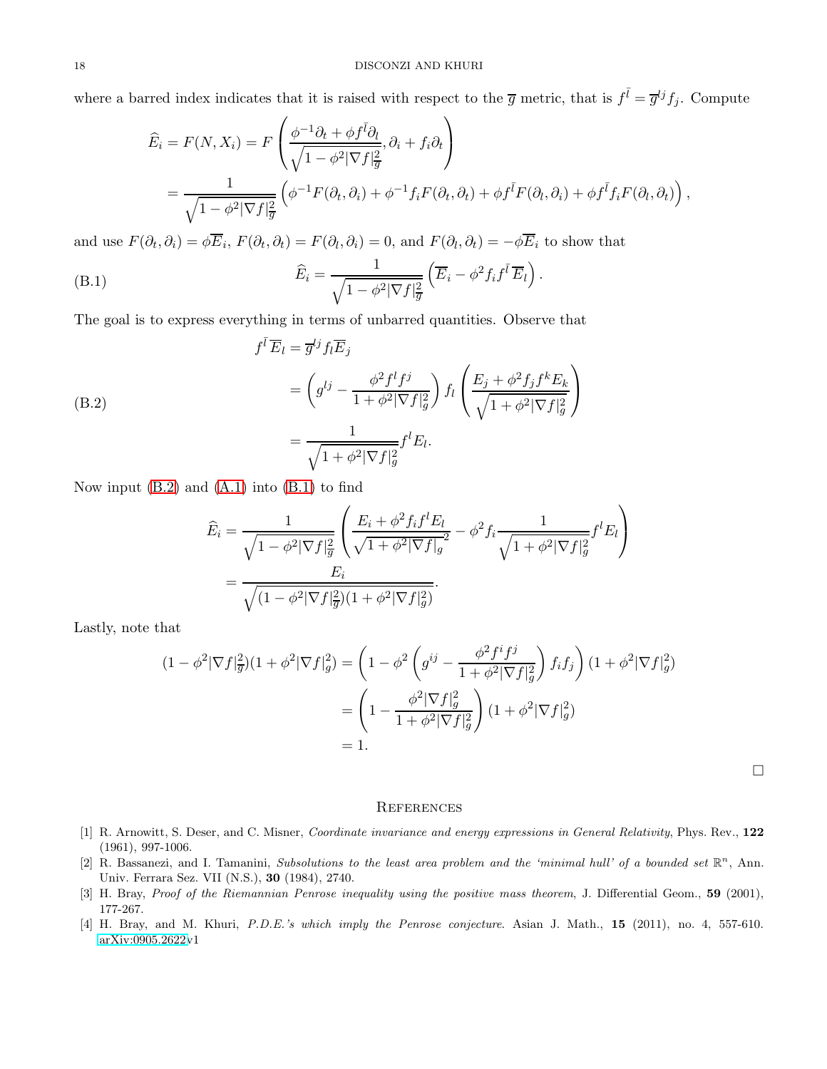where a barred index indicates that it is raised with respect to the $\overline{g}$ metric, that is $f^{\bar{l}} = \overline{g}^{lj} f_j$. Compute

$$
\begin{aligned}
\widehat{E}_i = F(N, X_i) &= F\left(\frac{\phi^{-1}\partial_t + \phi f^{\bar{l}}\partial_l}{\sqrt{1-\phi^2|\nabla f|^2_{\overline{g}}}}, \partial_i + f_i\partial_t\right) \\
&= \frac{1}{\sqrt{1-\phi^2|\nabla f|^2_{\overline{g}}}}\left(\phi^{-1}F(\partial_t,\partial_i) + \phi^{-1}f_i F(\partial_t,\partial_t) + \phi f^{\bar{l}}F(\partial_l,\partial_i) + \phi f^{\bar{l}} f_i F(\partial_l,\partial_t)\right),
\end{aligned}
$$

and use $F(\partial_t, \partial_i) = \phi\overline{E}_i$, $F(\partial_t,\partial_t) = F(\partial_l,\partial_i) = 0$, and $F(\partial_l,\partial_t) = -\phi\overline{E}_i$ to show that

$$
\widehat{E}_i = \frac{1}{\sqrt{1-\phi^2|\nabla f|^2_{\overline{g}}}}\left(\overline{E}_i - \phi^2 f_i f^{\bar{l}}\overline{E}_l\right). \tag{B.1}
$$

The goal is to express everything in terms of unbarred quantities. Observe that

$$
\begin{aligned}
f^{\bar{l}}\overline{E}_l &= \overline{g}^{lj} f_l \overline{E}_j \\
&= \left(g^{lj} - \frac{\phi^2 f^l f^j}{1+\phi^2|\nabla f|^2_g}\right) f_l \left(\frac{E_j + \phi^2 f_j f^k E_k}{\sqrt{1+\phi^2|\nabla f|^2_g}}\right) \\
&= \frac{1}{\sqrt{1+\phi^2|\nabla f|^2_g}} f^l E_l.
\end{aligned} \tag{B.2}
$$

Now input (B.2) and (A.1) into (B.1) to find

$$
\begin{aligned}
\widehat{E}_i &= \frac{1}{\sqrt{1-\phi^2|\nabla f|^2_{\overline{g}}}}\left(\frac{E_i + \phi^2 f_i f^l E_l}{\sqrt{1+\phi^2|\nabla f|_g}^2} - \phi^2 f_i \frac{1}{\sqrt{1+\phi^2|\nabla f|^2_g}} f^l E_l\right) \\
&= \frac{E_i}{\sqrt{(1-\phi^2|\nabla f|^2_{\overline{g}})(1+\phi^2|\nabla f|^2_g)}}.
\end{aligned}
$$

Lastly, note that

$$
\begin{aligned}
(1-\phi^2|\nabla f|^2_{\overline{g}})(1+\phi^2|\nabla f|^2_g) &= \left(1-\phi^2\left(g^{ij} - \frac{\phi^2 f^i f^j}{1+\phi^2|\nabla f|^2_g}\right)f_i f_j\right)(1+\phi^2|\nabla f|^2_g) \\
&= \left(1 - \frac{\phi^2|\nabla f|^2_g}{1+\phi^2|\nabla f|^2_g}\right)(1+\phi^2|\nabla f|^2_g) \\
&= 1.
\end{aligned}
$$

□

## References

[1] R. Arnowitt, S. Deser, and C. Misner, *Coordinate invariance and energy expressions in General Relativity*, Phys. Rev., **122** (1961), 997-1006.

[2] R. Bassanezi, and I. Tamanini, *Subsolutions to the least area problem and the 'minimal hull' of a bounded set* $\mathbb{R}^n$, Ann. Univ. Ferrara Sez. VII (N.S.), **30** (1984), 2740.

[3] H. Bray, *Proof of the Riemannian Penrose inequality using the positive mass theorem*, J. Differential Geom., **59** (2001), 177-267.

[4] H. Bray, and M. Khuri, *P.D.E.'s which imply the Penrose conjecture*. Asian J. Math., **15** (2011), no. 4, 557-610. arXiv:0905.2622v1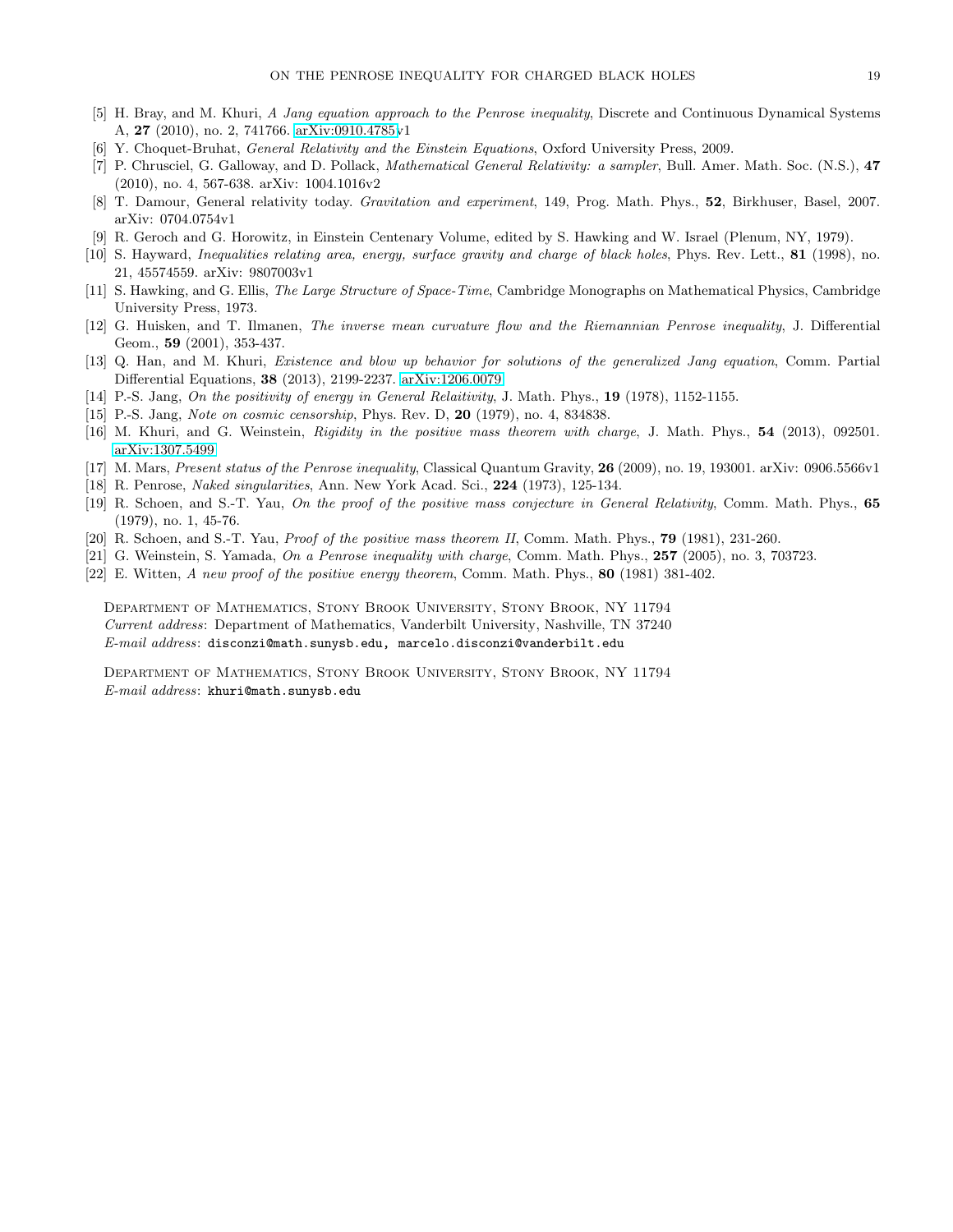[5] H. Bray, and M. Khuri, *A Jang equation approach to the Penrose inequality*, Discrete and Continuous Dynamical Systems A, **27** (2010), no. 2, 741766. arXiv:0910.4785v1

[6] Y. Choquet-Bruhat, *General Relativity and the Einstein Equations*, Oxford University Press, 2009.

[7] P. Chrusciel, G. Galloway, and D. Pollack, *Mathematical General Relativity: a sampler*, Bull. Amer. Math. Soc. (N.S.), **47** (2010), no. 4, 567-638. arXiv: 1004.1016v2

[8] T. Damour, General relativity today. *Gravitation and experiment*, 149, Prog. Math. Phys., **52**, Birkhuser, Basel, 2007. arXiv: 0704.0754v1

[9] R. Geroch and G. Horowitz, in Einstein Centenary Volume, edited by S. Hawking and W. Israel (Plenum, NY, 1979).

[10] S. Hayward, *Inequalities relating area, energy, surface gravity and charge of black holes*, Phys. Rev. Lett., **81** (1998), no. 21, 45574559. arXiv: 9807003v1

[11] S. Hawking, and G. Ellis, *The Large Structure of Space-Time*, Cambridge Monographs on Mathematical Physics, Cambridge University Press, 1973.

[12] G. Huisken, and T. Ilmanen, *The inverse mean curvature flow and the Riemannian Penrose inequality*, J. Differential Geom., **59** (2001), 353-437.

[13] Q. Han, and M. Khuri, *Existence and blow up behavior for solutions of the generalized Jang equation*, Comm. Partial Differential Equations, **38** (2013), 2199-2237. arXiv:1206.0079

[14] P.-S. Jang, *On the positivity of energy in General Relaitivity*, J. Math. Phys., **19** (1978), 1152-1155.

[15] P.-S. Jang, *Note on cosmic censorship*, Phys. Rev. D, **20** (1979), no. 4, 834838.

[16] M. Khuri, and G. Weinstein, *Rigidity in the positive mass theorem with charge*, J. Math. Phys., **54** (2013), 092501. arXiv:1307.5499

[17] M. Mars, *Present status of the Penrose inequality*, Classical Quantum Gravity, **26** (2009), no. 19, 193001. arXiv: 0906.5566v1

[18] R. Penrose, *Naked singularities*, Ann. New York Acad. Sci., **224** (1973), 125-134.

[19] R. Schoen, and S.-T. Yau, *On the proof of the positive mass conjecture in General Relativity*, Comm. Math. Phys., **65** (1979), no. 1, 45-76.

[20] R. Schoen, and S.-T. Yau, *Proof of the positive mass theorem II*, Comm. Math. Phys., **79** (1981), 231-260.

[21] G. Weinstein, S. Yamada, *On a Penrose inequality with charge*, Comm. Math. Phys., **257** (2005), no. 3, 703723.

[22] E. Witten, *A new proof of the positive energy theorem*, Comm. Math. Phys., **80** (1981) 381-402.

Department of Mathematics, Stony Brook University, Stony Brook, NY 11794
*Current address*: Department of Mathematics, Vanderbilt University, Nashville, TN 37240
*E-mail address*: `disconzi@math.sunysb.edu, marcelo.disconzi@vanderbilt.edu`

Department of Mathematics, Stony Brook University, Stony Brook, NY 11794
*E-mail address*: `khuri@math.sunysb.edu`